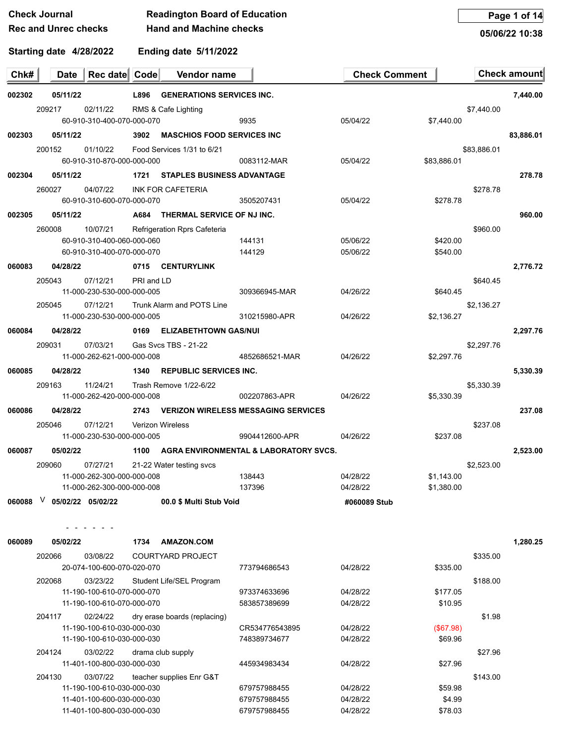**Check Journal** **Readington Board of Education**
**Rec and Unrec checks** **Hand and Machine checks**

05/06/22 10:38

**Starting date 4/28/2022** **Ending date 5/11/2022**

| Chk# | Date | Rec date | Code | Vendor name | | Check Comment | | Check amount |
|---|---|---|---|---|---|---|---|---|
| **002302** | **05/11/22** | | **L896** | **GENERATIONS SERVICES INC.** | | | | **7,440.00** |
| | 209217 | 02/11/22 | RMS & Cafe Lighting | | | | $7,440.00 | |
| | 60-910-310-400-070-000-070 | | | | 9935 | 05/04/22 | $7,440.00 | |
| **002303** | **05/11/22** | | **3902** | **MASCHIOS FOOD SERVICES INC** | | | | **83,886.01** |
| | 200152 | 01/10/22 | Food Services 1/31 to 6/21 | | | | $83,886.01 | |
| | 60-910-310-870-000-000-000 | | | | 0083112-MAR | 05/04/22 | $83,886.01 | |
| **002304** | **05/11/22** | | **1721** | **STAPLES BUSINESS ADVANTAGE** | | | | **278.78** |
| | 260027 | 04/07/22 | INK FOR CAFETERIA | | | | $278.78 | |
| | 60-910-310-600-070-000-070 | | | | 3505207431 | 05/04/22 | $278.78 | |
| **002305** | **05/11/22** | | **A684** | **THERMAL SERVICE OF NJ INC.** | | | | **960.00** |
| | 260008 | 10/07/21 | Refrigeration Rprs Cafeteria | | | | $960.00 | |
| | 60-910-310-400-060-000-060 | | | | 144131 | 05/06/22 | $420.00 | |
| | 60-910-310-400-070-000-070 | | | | 144129 | 05/06/22 | $540.00 | |
| **060083** | **04/28/22** | | **0715** | **CENTURYLINK** | | | | **2,776.72** |
| | 205043 | 07/12/21 | PRI and LD | | | | $640.45 | |
| | 11-000-230-530-000-000-005 | | | | 309366945-MAR | 04/26/22 | $640.45 | |
| | 205045 | 07/12/21 | Trunk Alarm and POTS Line | | | | $2,136.27 | |
| | 11-000-230-530-000-000-005 | | | | 310215980-APR | 04/26/22 | $2,136.27 | |
| **060084** | **04/28/22** | | **0169** | **ELIZABETHTOWN GAS/NUI** | | | | **2,297.76** |
| | 209031 | 07/03/21 | Gas Svcs TBS - 21-22 | | | | $2,297.76 | |
| | 11-000-262-621-000-000-008 | | | | 4852686521-MAR | 04/26/22 | $2,297.76 | |
| **060085** | **04/28/22** | | **1340** | **REPUBLIC SERVICES INC.** | | | | **5,330.39** |
| | 209163 | 11/24/21 | Trash Remove 1/22-6/22 | | | | $5,330.39 | |
| | 11-000-262-420-000-000-008 | | | | 002207863-APR | 04/26/22 | $5,330.39 | |
| **060086** | **04/28/22** | | **2743** | **VERIZON WIRELESS MESSAGING SERVICES** | | | | **237.08** |
| | 205046 | 07/12/21 | Verizon Wireless | | | | $237.08 | |
| | 11-000-230-530-000-000-005 | | | | 9904412600-APR | 04/26/22 | $237.08 | |
| **060087** | **05/02/22** | | **1100** | **AGRA ENVIRONMENTAL & LABORATORY SVCS.** | | | | **2,523.00** |
| | 209060 | 07/27/21 | 21-22 Water testing svcs | | | | $2,523.00 | |
| | 11-000-262-300-000-000-008 | | | | 138443 | 04/28/22 | $1,143.00 | |
| | 11-000-262-300-000-000-008 | | | | 137396 | 04/28/22 | $1,380.00 | |
| **060088** V | **05/02/22** | **05/02/22** | | **00.0 $ Multi Stub Void** | | **#060089 Stub** | | |
| | - - - - - - | | | | | | | |
| **060089** | **05/02/22** | | **1734** | **AMAZON.COM** | | | | **1,280.25** |
| | 202066 | 03/08/22 | COURTYARD PROJECT | | | | $335.00 | |
| | 20-074-100-600-070-020-070 | | | | 773794686543 | 04/28/22 | $335.00 | |
| | 202068 | 03/23/22 | Student Life/SEL Program | | | | $188.00 | |
| | 11-190-100-610-070-000-070 | | | | 973374633696 | 04/28/22 | $177.05 | |
| | 11-190-100-610-070-000-070 | | | | 583857389699 | 04/28/22 | $10.95 | |
| | 204117 | 02/24/22 | dry erase boards (replacing) | | | | $1.98 | |
| | 11-190-100-610-030-000-030 | | | | CR534776543895 | 04/28/22 | ($67.98) | |
| | 11-190-100-610-030-000-030 | | | | 748389734677 | 04/28/22 | $69.96 | |
| | 204124 | 03/02/22 | drama club supply | | | | $27.96 | |
| | 11-401-100-800-030-000-030 | | | | 445934983434 | 04/28/22 | $27.96 | |
| | 204130 | 03/07/22 | teacher supplies Enr G&T | | | | $143.00 | |
| | 11-190-100-610-030-000-030 | | | | 679757988455 | 04/28/22 | $59.98 | |
| | 11-401-100-600-030-000-030 | | | | 679757988455 | 04/28/22 | $4.99 | |
| | 11-401-100-800-030-000-030 | | | | 679757988455 | 04/28/22 | $78.03 | |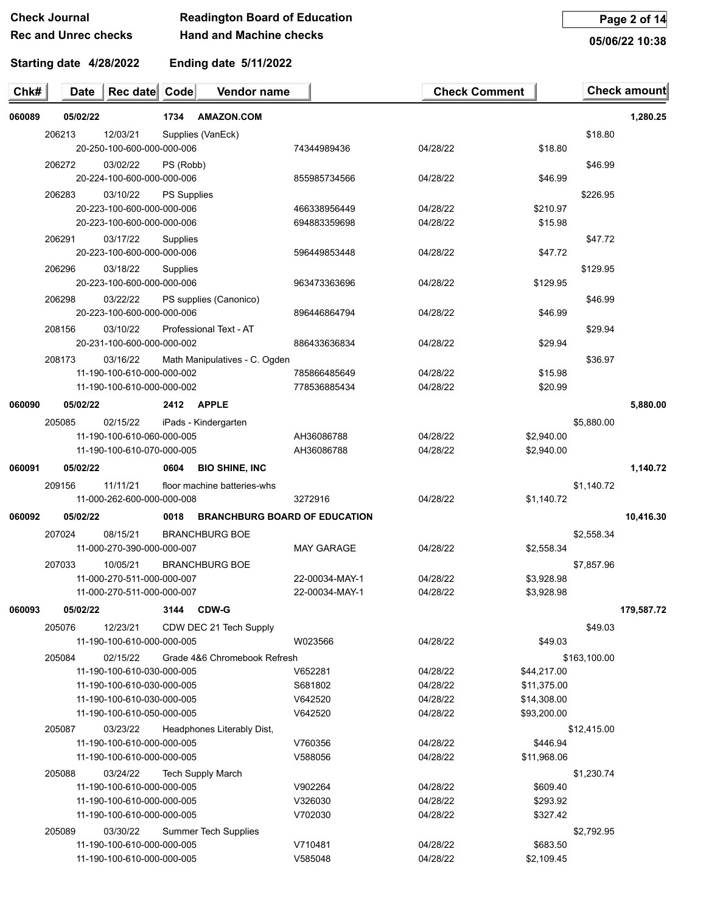Check Journal | Readington Board of Education
Rec and Unrec checks | Hand and Machine checks

05/06/22 10:38

Starting date 4/28/2022 | Ending date 5/11/2022

| Chk# | Date | Rec date | Code | Vendor name | | Check Comment | | Check amount |
|---|---|---|---|---|---|---|---|---|
| **060089** | **05/02/22** | | **1734** | **AMAZON.COM** | | | | **1,280.25** |
| | 206213 | 12/03/21 | Supplies (VanEck) | | | | $18.80 | |
| | | 20-250-100-600-000-000-006 | | | 74344989436 | 04/28/22 | $18.80 | |
| | 206272 | 03/02/22 | PS (Robb) | | | | $46.99 | |
| | | 20-224-100-600-000-000-006 | | | 855985734566 | 04/28/22 | $46.99 | |
| | 206283 | 03/10/22 | PS Supplies | | | | $226.95 | |
| | | 20-223-100-600-000-000-006 | | | 466338956449 | 04/28/22 | $210.97 | |
| | | 20-223-100-600-000-000-006 | | | 694883359698 | 04/28/22 | $15.98 | |
| | 206291 | 03/17/22 | Supplies | | | | $47.72 | |
| | | 20-223-100-600-000-000-006 | | | 596449853448 | 04/28/22 | $47.72 | |
| | 206296 | 03/18/22 | Supplies | | | | $129.95 | |
| | | 20-223-100-600-000-000-006 | | | 963473363696 | 04/28/22 | $129.95 | |
| | 206298 | 03/22/22 | PS supplies (Canonico) | | | | $46.99 | |
| | | 20-223-100-600-000-000-006 | | | 896446864794 | 04/28/22 | $46.99 | |
| | 208156 | 03/10/22 | Professional Text - AT | | | | $29.94 | |
| | | 20-231-100-600-000-000-002 | | | 886433636834 | 04/28/22 | $29.94 | |
| | 208173 | 03/16/22 | Math Manipulatives - C. Ogden | | | | $36.97 | |
| | | 11-190-100-610-000-000-002 | | | 785866485649 | 04/28/22 | $15.98 | |
| | | 11-190-100-610-000-000-002 | | | 778536885434 | 04/28/22 | $20.99 | |
| **060090** | **05/02/22** | | **2412** | **APPLE** | | | | **5,880.00** |
| | 205085 | 02/15/22 | iPads - Kindergarten | | | | $5,880.00 | |
| | | 11-190-100-610-060-000-005 | | | AH36086788 | 04/28/22 | $2,940.00 | |
| | | 11-190-100-610-070-000-005 | | | AH36086788 | 04/28/22 | $2,940.00 | |
| **060091** | **05/02/22** | | **0604** | **BIO SHINE, INC** | | | | **1,140.72** |
| | 209156 | 11/11/21 | floor machine batteries-whs | | | | $1,140.72 | |
| | | 11-000-262-600-000-000-008 | | | 3272916 | 04/28/22 | $1,140.72 | |
| **060092** | **05/02/22** | | **0018** | **BRANCHBURG BOARD OF EDUCATION** | | | | **10,416.30** |
| | 207024 | 08/15/21 | BRANCHBURG BOE | | | | $2,558.34 | |
| | | 11-000-270-390-000-000-007 | | | MAY GARAGE | 04/28/22 | $2,558.34 | |
| | 207033 | 10/05/21 | BRANCHBURG BOE | | | | $7,857.96 | |
| | | 11-000-270-511-000-000-007 | | | 22-00034-MAY-1 | 04/28/22 | $3,928.98 | |
| | | 11-000-270-511-000-000-007 | | | 22-00034-MAY-1 | 04/28/22 | $3,928.98 | |
| **060093** | **05/02/22** | | **3144** | **CDW-G** | | | | **179,587.72** |
| | 205076 | 12/23/21 | CDW DEC 21 Tech Supply | | | | $49.03 | |
| | | 11-190-100-610-000-000-005 | | | W023566 | 04/28/22 | $49.03 | |
| | 205084 | 02/15/22 | Grade 4&6 Chromebook Refresh | | | | $163,100.00 | |
| | | 11-190-100-610-030-000-005 | | | V652281 | 04/28/22 | $44,217.00 | |
| | | 11-190-100-610-030-000-005 | | | S681802 | 04/28/22 | $11,375.00 | |
| | | 11-190-100-610-030-000-005 | | | V642520 | 04/28/22 | $14,308.00 | |
| | | 11-190-100-610-050-000-005 | | | V642520 | 04/28/22 | $93,200.00 | |
| | 205087 | 03/23/22 | Headphones Literably Dist, | | | | $12,415.00 | |
| | | 11-190-100-610-000-000-005 | | | V760356 | 04/28/22 | $446.94 | |
| | | 11-190-100-610-000-000-005 | | | V588056 | 04/28/22 | $11,968.06 | |
| | 205088 | 03/24/22 | Tech Supply March | | | | $1,230.74 | |
| | | 11-190-100-610-000-000-005 | | | V902264 | 04/28/22 | $609.40 | |
| | | 11-190-100-610-000-000-005 | | | V326030 | 04/28/22 | $293.92 | |
| | | 11-190-100-610-000-000-005 | | | V702030 | 04/28/22 | $327.42 | |
| | 205089 | 03/30/22 | Summer Tech Supplies | | | | $2,792.95 | |
| | | 11-190-100-610-000-000-005 | | | V710481 | 04/28/22 | $683.50 | |
| | | 11-190-100-610-000-000-005 | | | V585048 | 04/28/22 | $2,109.45 | |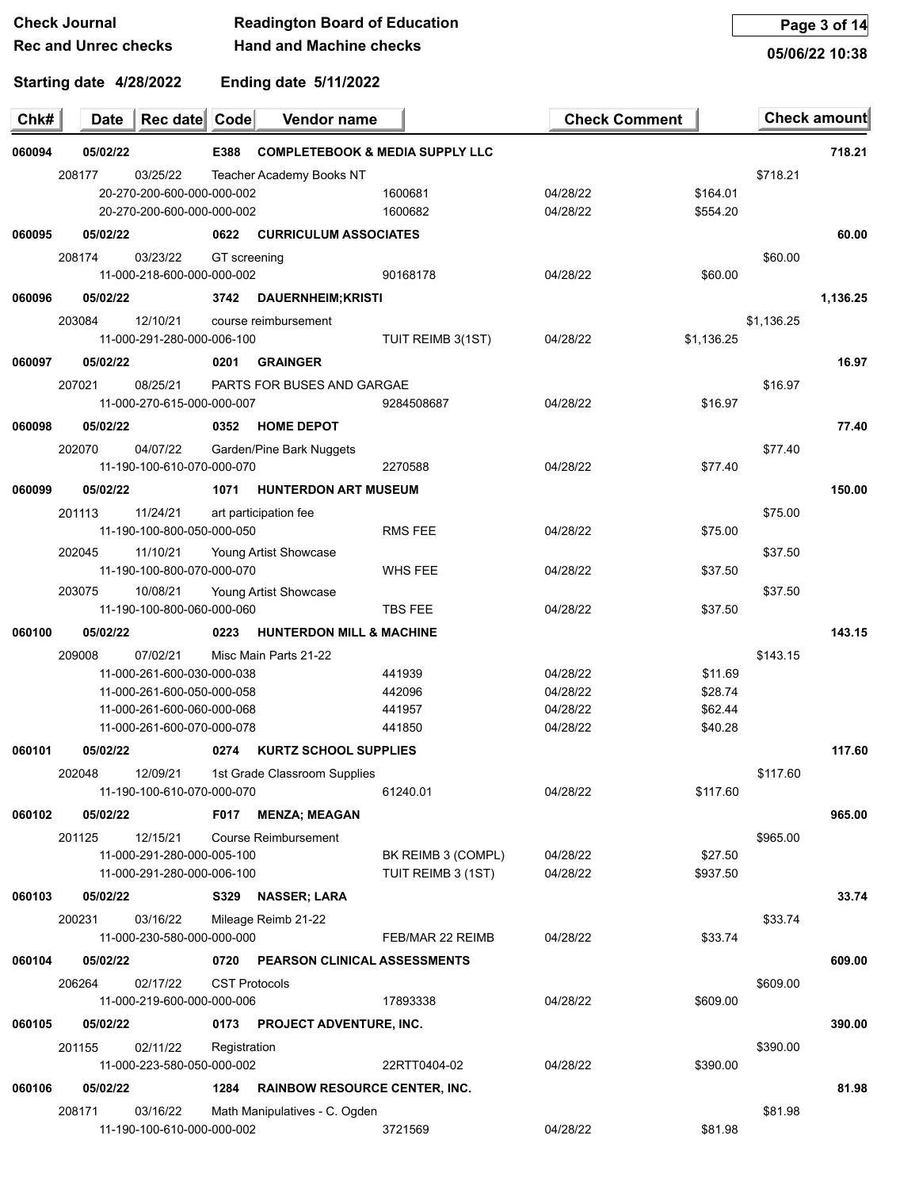Check Journal — Readington Board of Education
Rec and Unrec checks — Hand and Machine checks

05/06/22 10:38

**Starting date 4/28/2022 Ending date 5/11/2022**

| Chk# | Date | Rec date | Code | Vendor name | | Check Comment | | Check amount |
|---|---|---|---|---|---|---|---|---|
| **060094** | **05/02/22** | | **E388** | **COMPLETEBOOK & MEDIA SUPPLY LLC** | | | | **718.21** |
| 208177 | 03/25/22 | | Teacher Academy Books NT | | | | $718.21 | |
| | 20-270-200-600-000-000-002 | | | | 1600681 | 04/28/22 | $164.01 | |
| | 20-270-200-600-000-000-002 | | | | 1600682 | 04/28/22 | $554.20 | |
| **060095** | **05/02/22** | | **0622** | **CURRICULUM ASSOCIATES** | | | | **60.00** |
| 208174 | 03/23/22 | | GT screening | | | | $60.00 | |
| | 11-000-218-600-000-000-002 | | | | 90168178 | 04/28/22 | $60.00 | |
| **060096** | **05/02/22** | | **3742** | **DAUERNHEIM;KRISTI** | | | | **1,136.25** |
| 203084 | 12/10/21 | | course reimbursement | | | | $1,136.25 | |
| | 11-000-291-280-000-006-100 | | | | TUIT REIMB 3(1ST) | 04/28/22 | $1,136.25 | |
| **060097** | **05/02/22** | | **0201** | **GRAINGER** | | | | **16.97** |
| 207021 | 08/25/21 | | PARTS FOR BUSES AND GARGAE | | | | $16.97 | |
| | 11-000-270-615-000-000-007 | | | | 9284508687 | 04/28/22 | $16.97 | |
| **060098** | **05/02/22** | | **0352** | **HOME DEPOT** | | | | **77.40** |
| 202070 | 04/07/22 | | Garden/Pine Bark Nuggets | | | | $77.40 | |
| | 11-190-100-610-070-000-070 | | | | 2270588 | 04/28/22 | $77.40 | |
| **060099** | **05/02/22** | | **1071** | **HUNTERDON ART MUSEUM** | | | | **150.00** |
| 201113 | 11/24/21 | | art participation fee | | | | $75.00 | |
| | 11-190-100-800-050-000-050 | | | | RMS FEE | 04/28/22 | $75.00 | |
| 202045 | 11/10/21 | | Young Artist Showcase | | | | $37.50 | |
| | 11-190-100-800-070-000-070 | | | | WHS FEE | 04/28/22 | $37.50 | |
| 203075 | 10/08/21 | | Young Artist Showcase | | | | $37.50 | |
| | 11-190-100-800-060-000-060 | | | | TBS FEE | 04/28/22 | $37.50 | |
| **060100** | **05/02/22** | | **0223** | **HUNTERDON MILL & MACHINE** | | | | **143.15** |
| 209008 | 07/02/21 | | Misc Main Parts 21-22 | | | | $143.15 | |
| | 11-000-261-600-030-000-038 | | | | 441939 | 04/28/22 | $11.69 | |
| | 11-000-261-600-050-000-058 | | | | 442096 | 04/28/22 | $28.74 | |
| | 11-000-261-600-060-000-068 | | | | 441957 | 04/28/22 | $62.44 | |
| | 11-000-261-600-070-000-078 | | | | 441850 | 04/28/22 | $40.28 | |
| **060101** | **05/02/22** | | **0274** | **KURTZ SCHOOL SUPPLIES** | | | | **117.60** |
| 202048 | 12/09/21 | | 1st Grade Classroom Supplies | | | | $117.60 | |
| | 11-190-100-610-070-000-070 | | | | 61240.01 | 04/28/22 | $117.60 | |
| **060102** | **05/02/22** | | **F017** | **MENZA; MEAGAN** | | | | **965.00** |
| 201125 | 12/15/21 | | Course Reimbursement | | | | $965.00 | |
| | 11-000-291-280-000-005-100 | | | | BK REIMB 3 (COMPL) | 04/28/22 | $27.50 | |
| | 11-000-291-280-000-006-100 | | | | TUIT REIMB 3 (1ST) | 04/28/22 | $937.50 | |
| **060103** | **05/02/22** | | **S329** | **NASSER; LARA** | | | | **33.74** |
| 200231 | 03/16/22 | | Mileage Reimb 21-22 | | | | $33.74 | |
| | 11-000-230-580-000-000-000 | | | | FEB/MAR 22 REIMB | 04/28/22 | $33.74 | |
| **060104** | **05/02/22** | | **0720** | **PEARSON CLINICAL ASSESSMENTS** | | | | **609.00** |
| 206264 | 02/17/22 | | CST Protocols | | | | $609.00 | |
| | 11-000-219-600-000-000-006 | | | | 17893338 | 04/28/22 | $609.00 | |
| **060105** | **05/02/22** | | **0173** | **PROJECT ADVENTURE, INC.** | | | | **390.00** |
| 201155 | 02/11/22 | | Registration | | | | $390.00 | |
| | 11-000-223-580-050-000-002 | | | | 22RTT0404-02 | 04/28/22 | $390.00 | |
| **060106** | **05/02/22** | | **1284** | **RAINBOW RESOURCE CENTER, INC.** | | | | **81.98** |
| 208171 | 03/16/22 | | Math Manipulatives - C. Ogden | | | | $81.98 | |
| | 11-190-100-610-000-000-002 | | | | 3721569 | 04/28/22 | $81.98 | |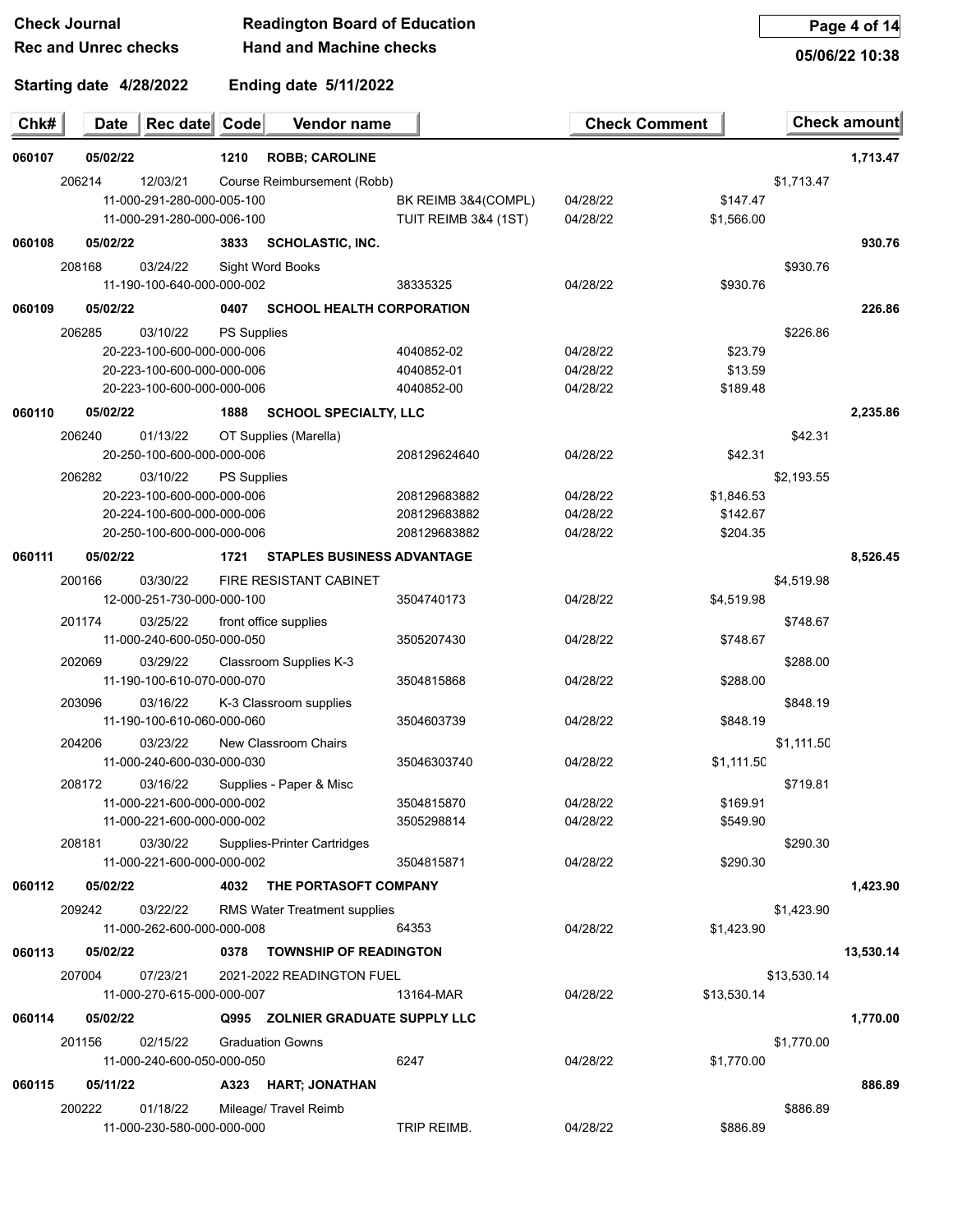**Check Journal** | **Readington Board of Education**
**Rec and Unrec checks** | **Hand and Machine checks**

05/06/22 10:38

**Starting date 4/28/2022** **Ending date 5/11/2022**

| Chk# | Date | Rec date | Code | Vendor name | | Check Comment | | Check amount |
|---|---|---|---|---|---|---|---|---|
| **060107** | **05/02/22** | | **1210** | **ROBB; CAROLINE** | | | | **1,713.47** |
| 206214 | 12/03/21 | | Course Reimbursement (Robb) | | | | $1,713.47 | |
| | 11-000-291-280-000-005-100 | | | | BK REIMB 3&4(COMPL) | 04/28/22 | $147.47 | |
| | 11-000-291-280-000-006-100 | | | | TUIT REIMB 3&4 (1ST) | 04/28/22 | $1,566.00 | |
| **060108** | **05/02/22** | | **3833** | **SCHOLASTIC, INC.** | | | | **930.76** |
| 208168 | 03/24/22 | | Sight Word Books | | | | $930.76 | |
| | 11-190-100-640-000-000-002 | | | | 38335325 | 04/28/22 | $930.76 | |
| **060109** | **05/02/22** | | **0407** | **SCHOOL HEALTH CORPORATION** | | | | **226.86** |
| 206285 | 03/10/22 | | PS Supplies | | | | $226.86 | |
| | 20-223-100-600-000-000-006 | | | | 4040852-02 | 04/28/22 | $23.79 | |
| | 20-223-100-600-000-000-006 | | | | 4040852-01 | 04/28/22 | $13.59 | |
| | 20-223-100-600-000-000-006 | | | | 4040852-00 | 04/28/22 | $189.48 | |
| **060110** | **05/02/22** | | **1888** | **SCHOOL SPECIALTY, LLC** | | | | **2,235.86** |
| 206240 | 01/13/22 | | OT Supplies (Marella) | | | | $42.31 | |
| | 20-250-100-600-000-000-006 | | | | 208129624640 | 04/28/22 | $42.31 | |
| 206282 | 03/10/22 | | PS Supplies | | | | $2,193.55 | |
| | 20-223-100-600-000-000-006 | | | | 208129683882 | 04/28/22 | $1,846.53 | |
| | 20-224-100-600-000-000-006 | | | | 208129683882 | 04/28/22 | $142.67 | |
| | 20-250-100-600-000-000-006 | | | | 208129683882 | 04/28/22 | $204.35 | |
| **060111** | **05/02/22** | | **1721** | **STAPLES BUSINESS ADVANTAGE** | | | | **8,526.45** |
| 200166 | 03/30/22 | | FIRE RESISTANT CABINET | | | | $4,519.98 | |
| | 12-000-251-730-000-000-100 | | | | 3504740173 | 04/28/22 | $4,519.98 | |
| 201174 | 03/25/22 | | front office supplies | | | | $748.67 | |
| | 11-000-240-600-050-000-050 | | | | 3505207430 | 04/28/22 | $748.67 | |
| 202069 | 03/29/22 | | Classroom Supplies K-3 | | | | $288.00 | |
| | 11-190-100-610-070-000-070 | | | | 3504815868 | 04/28/22 | $288.00 | |
| 203096 | 03/16/22 | | K-3 Classroom supplies | | | | $848.19 | |
| | 11-190-100-610-060-000-060 | | | | 3504603739 | 04/28/22 | $848.19 | |
| 204206 | 03/23/22 | | New Classroom Chairs | | | | $1,111.50 | |
| | 11-000-240-600-030-000-030 | | | | 35046303740 | 04/28/22 | $1,111.50 | |
| 208172 | 03/16/22 | | Supplies - Paper & Misc | | | | $719.81 | |
| | 11-000-221-600-000-000-002 | | | | 3504815870 | 04/28/22 | $169.91 | |
| | 11-000-221-600-000-000-002 | | | | 3505298814 | 04/28/22 | $549.90 | |
| 208181 | 03/30/22 | | Supplies-Printer Cartridges | | | | $290.30 | |
| | 11-000-221-600-000-000-002 | | | | 3504815871 | 04/28/22 | $290.30 | |
| **060112** | **05/02/22** | | **4032** | **THE PORTASOFT COMPANY** | | | | **1,423.90** |
| 209242 | 03/22/22 | | RMS Water Treatment supplies | | | | $1,423.90 | |
| | 11-000-262-600-000-000-008 | | | | 64353 | 04/28/22 | $1,423.90 | |
| **060113** | **05/02/22** | | **0378** | **TOWNSHIP OF READINGTON** | | | | **13,530.14** |
| 207004 | 07/23/21 | | 2021-2022 READINGTON FUEL | | | | $13,530.14 | |
| | 11-000-270-615-000-000-007 | | | | 13164-MAR | 04/28/22 | $13,530.14 | |
| **060114** | **05/02/22** | | **Q995** | **ZOLNIER GRADUATE SUPPLY LLC** | | | | **1,770.00** |
| 201156 | 02/15/22 | | Graduation Gowns | | | | $1,770.00 | |
| | 11-000-240-600-050-000-050 | | | | 6247 | 04/28/22 | $1,770.00 | |
| **060115** | **05/11/22** | | **A323** | **HART; JONATHAN** | | | | **886.89** |
| 200222 | 01/18/22 | | Mileage/ Travel Reimb | | | | $886.89 | |
| | 11-000-230-580-000-000-000 | | | | TRIP REIMB. | 04/28/22 | $886.89 | |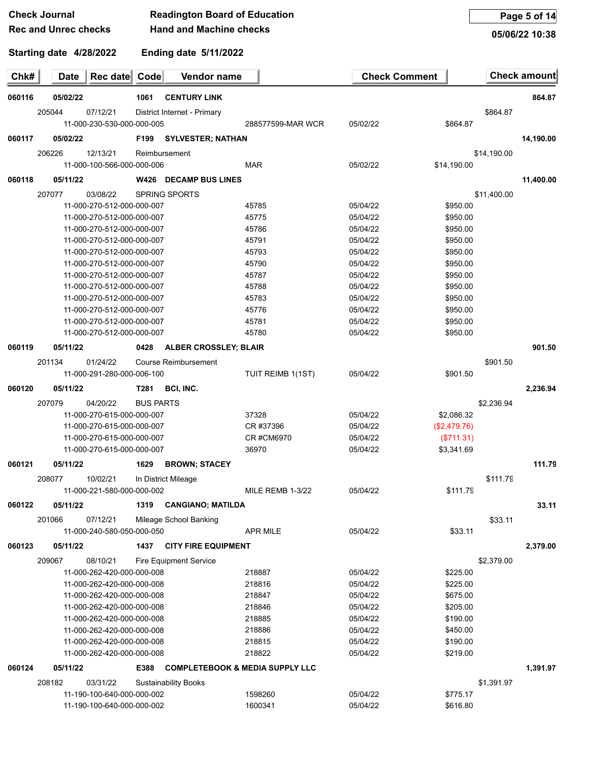**Check Journal** | **Readington Board of Education**
**Rec and Unrec checks** | **Hand and Machine checks**

05/06/22 10:38

**Starting date 4/28/2022** **Ending date 5/11/2022**

| Chk# | Date | Rec date | Code | Vendor name | | Check Comment | | Check amount |
|---|---|---|---|---|---|---|---|---|
| **060116** | **05/02/22** | | **1061** | **CENTURY LINK** | | | | **864.87** |
| | 205044 | 07/12/21 | District Internet - Primary | | | | $864.87 | |
| | | 11-000-230-530-000-000-005 | | | 288577599-MAR WCR | 05/02/22 | $864.87 | |
| **060117** | **05/02/22** | | **F199** | **SYLVESTER; NATHAN** | | | | **14,190.00** |
| | 206226 | 12/13/21 | Reimbursement | | | | $14,190.00 | |
| | | 11-000-100-566-000-000-006 | | | MAR | 05/02/22 | $14,190.00 | |
| **060118** | **05/11/22** | | **W426** | **DECAMP BUS LINES** | | | | **11,400.00** |
| | 207077 | 03/08/22 | SPRING SPORTS | | | | $11,400.00 | |
| | | 11-000-270-512-000-000-007 | | | 45785 | 05/04/22 | $950.00 | |
| | | 11-000-270-512-000-000-007 | | | 45775 | 05/04/22 | $950.00 | |
| | | 11-000-270-512-000-000-007 | | | 45786 | 05/04/22 | $950.00 | |
| | | 11-000-270-512-000-000-007 | | | 45791 | 05/04/22 | $950.00 | |
| | | 11-000-270-512-000-000-007 | | | 45793 | 05/04/22 | $950.00 | |
| | | 11-000-270-512-000-000-007 | | | 45790 | 05/04/22 | $950.00 | |
| | | 11-000-270-512-000-000-007 | | | 45787 | 05/04/22 | $950.00 | |
| | | 11-000-270-512-000-000-007 | | | 45788 | 05/04/22 | $950.00 | |
| | | 11-000-270-512-000-000-007 | | | 45783 | 05/04/22 | $950.00 | |
| | | 11-000-270-512-000-000-007 | | | 45776 | 05/04/22 | $950.00 | |
| | | 11-000-270-512-000-000-007 | | | 45781 | 05/04/22 | $950.00 | |
| | | 11-000-270-512-000-000-007 | | | 45780 | 05/04/22 | $950.00 | |
| **060119** | **05/11/22** | | **0428** | **ALBER CROSSLEY; BLAIR** | | | | **901.50** |
| | 201134 | 01/24/22 | Course Reimbursement | | | | $901.50 | |
| | | 11-000-291-280-000-006-100 | | | TUIT REIMB 1(1ST) | 05/04/22 | $901.50 | |
| **060120** | **05/11/22** | | **T281** | **BCI, INC.** | | | | **2,236.94** |
| | 207079 | 04/20/22 | BUS PARTS | | | | $2,236.94 | |
| | | 11-000-270-615-000-000-007 | | | 37328 | 05/04/22 | $2,086.32 | |
| | | 11-000-270-615-000-000-007 | | | CR #37396 | 05/04/22 | ($2,479.76) | |
| | | 11-000-270-615-000-000-007 | | | CR #CM6970 | 05/04/22 | ($711.31) | |
| | | 11-000-270-615-000-000-007 | | | 36970 | 05/04/22 | $3,341.69 | |
| **060121** | **05/11/22** | | **1629** | **BROWN; STACEY** | | | | **111.79** |
| | 208077 | 10/02/21 | In District Mileage | | | | $111.79 | |
| | | 11-000-221-580-000-000-002 | | | MILE REMB 1-3/22 | 05/04/22 | $111.79 | |
| **060122** | **05/11/22** | | **1319** | **CANGIANO; MATILDA** | | | | **33.11** |
| | 201066 | 07/12/21 | Mileage School Banking | | | | $33.11 | |
| | | 11-000-240-580-050-000-050 | | | APR MILE | 05/04/22 | $33.11 | |
| **060123** | **05/11/22** | | **1437** | **CITY FIRE EQUIPMENT** | | | | **2,379.00** |
| | 209067 | 08/10/21 | Fire Equipment Service | | | | $2,379.00 | |
| | | 11-000-262-420-000-000-008 | | | 218887 | 05/04/22 | $225.00 | |
| | | 11-000-262-420-000-000-008 | | | 218816 | 05/04/22 | $225.00 | |
| | | 11-000-262-420-000-000-008 | | | 218847 | 05/04/22 | $675.00 | |
| | | 11-000-262-420-000-000-008 | | | 218846 | 05/04/22 | $205.00 | |
| | | 11-000-262-420-000-000-008 | | | 218885 | 05/04/22 | $190.00 | |
| | | 11-000-262-420-000-000-008 | | | 218886 | 05/04/22 | $450.00 | |
| | | 11-000-262-420-000-000-008 | | | 218815 | 05/04/22 | $190.00 | |
| | | 11-000-262-420-000-000-008 | | | 218822 | 05/04/22 | $219.00 | |
| **060124** | **05/11/22** | | **E388** | **COMPLETEBOOK & MEDIA SUPPLY LLC** | | | | **1,391.97** |
| | 208182 | 03/31/22 | Sustainability Books | | | | $1,391.97 | |
| | | 11-190-100-640-000-000-002 | | | 1598260 | 05/04/22 | $775.17 | |
| | | 11-190-100-640-000-000-002 | | | 1600341 | 05/04/22 | $616.80 | |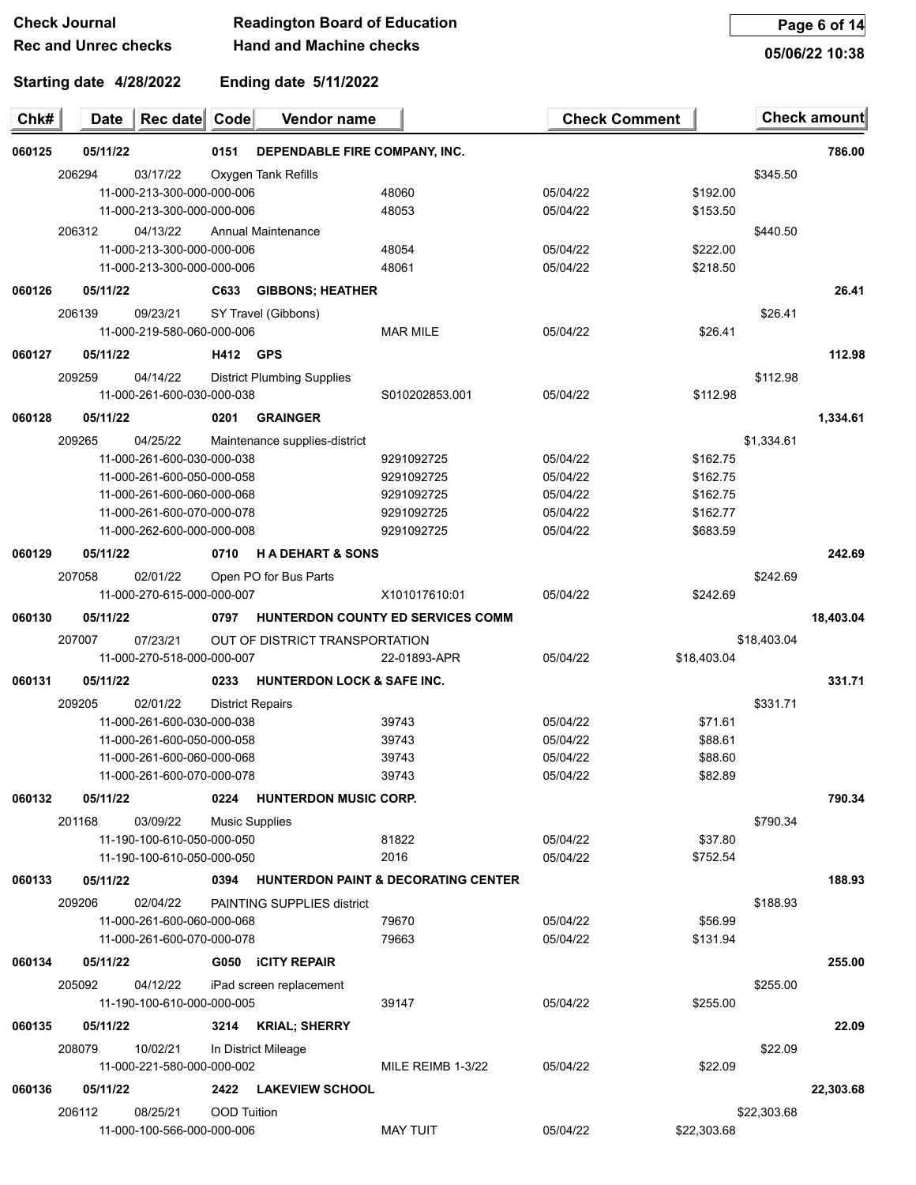**Check Journal** — **Readington Board of Education**

**Rec and Unrec checks** — **Hand and Machine checks**

05/06/22 10:38

**Starting date 4/28/2022** **Ending date 5/11/2022**

| Chk# | Date | Rec date | Code | Vendor name | | Check Comment | | Check amount |
|---|---|---|---|---|---|---|---|---|
| **060125** | **05/11/22** | | **0151** | **DEPENDABLE FIRE COMPANY, INC.** | | | | **786.00** |
| 206294 | 03/17/22 | | Oxygen Tank Refills | | | | $345.50 | |
| | 11-000-213-300-000-000-006 | | | | 48060 | 05/04/22 | $192.00 | |
| | 11-000-213-300-000-000-006 | | | | 48053 | 05/04/22 | $153.50 | |
| 206312 | 04/13/22 | | Annual Maintenance | | | | $440.50 | |
| | 11-000-213-300-000-000-006 | | | | 48054 | 05/04/22 | $222.00 | |
| | 11-000-213-300-000-000-006 | | | | 48061 | 05/04/22 | $218.50 | |
| **060126** | **05/11/22** | | **C633** | **GIBBONS; HEATHER** | | | | **26.41** |
| 206139 | 09/23/21 | | SY Travel (Gibbons) | | | | $26.41 | |
| | 11-000-219-580-060-000-006 | | | | MAR MILE | 05/04/22 | $26.41 | |
| **060127** | **05/11/22** | | **H412** | **GPS** | | | | **112.98** |
| 209259 | 04/14/22 | | District Plumbing Supplies | | | | $112.98 | |
| | 11-000-261-600-030-000-038 | | | | S010202853.001 | 05/04/22 | $112.98 | |
| **060128** | **05/11/22** | | **0201** | **GRAINGER** | | | | **1,334.61** |
| 209265 | 04/25/22 | | Maintenance supplies-district | | | | $1,334.61 | |
| | 11-000-261-600-030-000-038 | | | | 9291092725 | 05/04/22 | $162.75 | |
| | 11-000-261-600-050-000-058 | | | | 9291092725 | 05/04/22 | $162.75 | |
| | 11-000-261-600-060-000-068 | | | | 9291092725 | 05/04/22 | $162.75 | |
| | 11-000-261-600-070-000-078 | | | | 9291092725 | 05/04/22 | $162.77 | |
| | 11-000-262-600-000-000-008 | | | | 9291092725 | 05/04/22 | $683.59 | |
| **060129** | **05/11/22** | | **0710** | **H A DEHART & SONS** | | | | **242.69** |
| 207058 | 02/01/22 | | Open PO for Bus Parts | | | | $242.69 | |
| | 11-000-270-615-000-000-007 | | | | X101017610:01 | 05/04/22 | $242.69 | |
| **060130** | **05/11/22** | | **0797** | **HUNTERDON COUNTY ED SERVICES COMM** | | | | **18,403.04** |
| 207007 | 07/23/21 | | OUT OF DISTRICT TRANSPORTATION | | | | $18,403.04 | |
| | 11-000-270-518-000-000-007 | | | | 22-01893-APR | 05/04/22 | $18,403.04 | |
| **060131** | **05/11/22** | | **0233** | **HUNTERDON LOCK & SAFE INC.** | | | | **331.71** |
| 209205 | 02/01/22 | | District Repairs | | | | $331.71 | |
| | 11-000-261-600-030-000-038 | | | | 39743 | 05/04/22 | $71.61 | |
| | 11-000-261-600-050-000-058 | | | | 39743 | 05/04/22 | $88.61 | |
| | 11-000-261-600-060-000-068 | | | | 39743 | 05/04/22 | $88.60 | |
| | 11-000-261-600-070-000-078 | | | | 39743 | 05/04/22 | $82.89 | |
| **060132** | **05/11/22** | | **0224** | **HUNTERDON MUSIC CORP.** | | | | **790.34** |
| 201168 | 03/09/22 | | Music Supplies | | | | $790.34 | |
| | 11-190-100-610-050-000-050 | | | | 81822 | 05/04/22 | $37.80 | |
| | 11-190-100-610-050-000-050 | | | | 2016 | 05/04/22 | $752.54 | |
| **060133** | **05/11/22** | | **0394** | **HUNTERDON PAINT & DECORATING CENTER** | | | | **188.93** |
| 209206 | 02/04/22 | | PAINTING SUPPLIES district | | | | $188.93 | |
| | 11-000-261-600-060-000-068 | | | | 79670 | 05/04/22 | $56.99 | |
| | 11-000-261-600-070-000-078 | | | | 79663 | 05/04/22 | $131.94 | |
| **060134** | **05/11/22** | | **G050** | **iCITY REPAIR** | | | | **255.00** |
| 205092 | 04/12/22 | | iPad screen replacement | | | | $255.00 | |
| | 11-190-100-610-000-000-005 | | | | 39147 | 05/04/22 | $255.00 | |
| **060135** | **05/11/22** | | **3214** | **KRIAL; SHERRY** | | | | **22.09** |
| 208079 | 10/02/21 | | In District Mileage | | | | $22.09 | |
| | 11-000-221-580-000-000-002 | | | | MILE REIMB 1-3/22 | 05/04/22 | $22.09 | |
| **060136** | **05/11/22** | | **2422** | **LAKEVIEW SCHOOL** | | | | **22,303.68** |
| 206112 | 08/25/21 | | OOD Tuition | | | | $22,303.68 | |
| | 11-000-100-566-000-000-006 | | | | MAY TUIT | 05/04/22 | $22,303.68 | |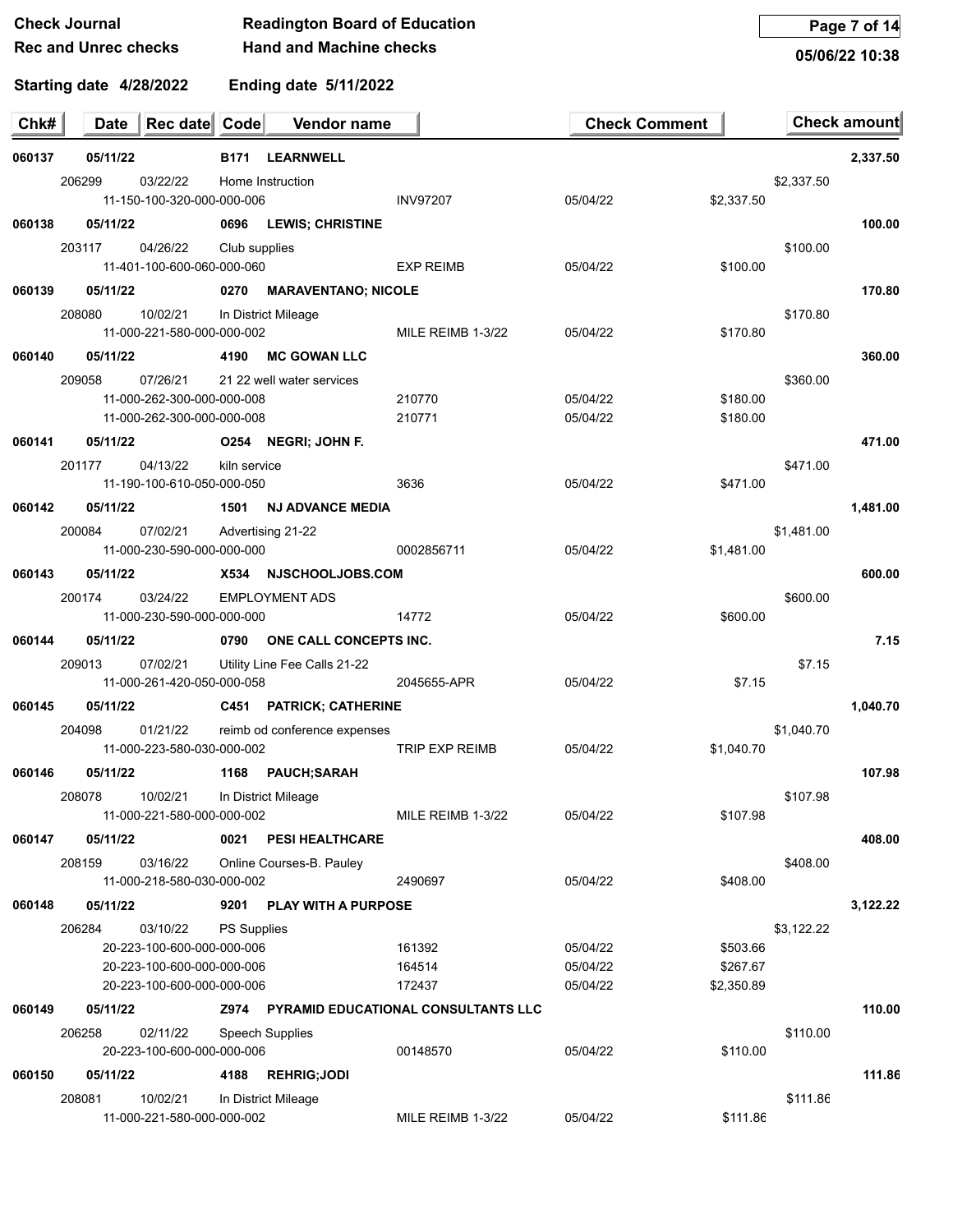**Check Journal** — **Readington Board of Education**

**Rec and Unrec checks** — **Hand and Machine checks**

05/06/22 10:38

**Starting date 4/28/2022** — **Ending date 5/11/2022**

| Chk# | Date | Rec date | Code | Vendor name | | Check Comment | | | Check amount |
|---|---|---|---|---|---|---|---|---|---|
| **060137** | **05/11/22** | | **B171** | **LEARNWELL** | | | | | **2,337.50** |
| | 206299 | 03/22/22 | | Home Instruction | | | | $2,337.50 | |
| | | 11-150-100-320-000-000-006 | | | INV97207 | 05/04/22 | $2,337.50 | | |
| **060138** | **05/11/22** | | **0696** | **LEWIS; CHRISTINE** | | | | | **100.00** |
| | 203117 | 04/26/22 | | Club supplies | | | | $100.00 | |
| | | 11-401-100-600-060-000-060 | | | EXP REIMB | 05/04/22 | $100.00 | | |
| **060139** | **05/11/22** | | **0270** | **MARAVENTANO; NICOLE** | | | | | **170.80** |
| | 208080 | 10/02/21 | | In District Mileage | | | | $170.80 | |
| | | 11-000-221-580-000-000-002 | | | MILE REIMB 1-3/22 | 05/04/22 | $170.80 | | |
| **060140** | **05/11/22** | | **4190** | **MC GOWAN LLC** | | | | | **360.00** |
| | 209058 | 07/26/21 | | 21 22 well water services | | | | $360.00 | |
| | | 11-000-262-300-000-000-008 | | | 210770 | 05/04/22 | $180.00 | | |
| | | 11-000-262-300-000-000-008 | | | 210771 | 05/04/22 | $180.00 | | |
| **060141** | **05/11/22** | | **O254** | **NEGRI; JOHN F.** | | | | | **471.00** |
| | 201177 | 04/13/22 | | kiln service | | | | $471.00 | |
| | | 11-190-100-610-050-000-050 | | | 3636 | 05/04/22 | $471.00 | | |
| **060142** | **05/11/22** | | **1501** | **NJ ADVANCE MEDIA** | | | | | **1,481.00** |
| | 200084 | 07/02/21 | | Advertising 21-22 | | | | $1,481.00 | |
| | | 11-000-230-590-000-000-000 | | | 0002856711 | 05/04/22 | $1,481.00 | | |
| **060143** | **05/11/22** | | **X534** | **NJSCHOOLJOBS.COM** | | | | | **600.00** |
| | 200174 | 03/24/22 | | EMPLOYMENT ADS | | | | $600.00 | |
| | | 11-000-230-590-000-000-000 | | | 14772 | 05/04/22 | $600.00 | | |
| **060144** | **05/11/22** | | **0790** | **ONE CALL CONCEPTS INC.** | | | | | **7.15** |
| | 209013 | 07/02/21 | | Utility Line Fee Calls 21-22 | | | | $7.15 | |
| | | 11-000-261-420-050-000-058 | | | 2045655-APR | 05/04/22 | $7.15 | | |
| **060145** | **05/11/22** | | **C451** | **PATRICK; CATHERINE** | | | | | **1,040.70** |
| | 204098 | 01/21/22 | | reimb od conference expenses | | | | $1,040.70 | |
| | | 11-000-223-580-030-000-002 | | | TRIP EXP REIMB | 05/04/22 | $1,040.70 | | |
| **060146** | **05/11/22** | | **1168** | **PAUCH;SARAH** | | | | | **107.98** |
| | 208078 | 10/02/21 | | In District Mileage | | | | $107.98 | |
| | | 11-000-221-580-000-000-002 | | | MILE REIMB 1-3/22 | 05/04/22 | $107.98 | | |
| **060147** | **05/11/22** | | **0021** | **PESI HEALTHCARE** | | | | | **408.00** |
| | 208159 | 03/16/22 | | Online Courses-B. Pauley | | | | $408.00 | |
| | | 11-000-218-580-030-000-002 | | | 2490697 | 05/04/22 | $408.00 | | |
| **060148** | **05/11/22** | | **9201** | **PLAY WITH A PURPOSE** | | | | | **3,122.22** |
| | 206284 | 03/10/22 | | PS Supplies | | | | $3,122.22 | |
| | | 20-223-100-600-000-000-006 | | | 161392 | 05/04/22 | $503.66 | | |
| | | 20-223-100-600-000-000-006 | | | 164514 | 05/04/22 | $267.67 | | |
| | | 20-223-100-600-000-000-006 | | | 172437 | 05/04/22 | $2,350.89 | | |
| **060149** | **05/11/22** | | **Z974** | **PYRAMID EDUCATIONAL CONSULTANTS LLC** | | | | | **110.00** |
| | 206258 | 02/11/22 | | Speech Supplies | | | | $110.00 | |
| | | 20-223-100-600-000-000-006 | | | 00148570 | 05/04/22 | $110.00 | | |
| **060150** | **05/11/22** | | **4188** | **REHRIG;JODI** | | | | | **111.86** |
| | 208081 | 10/02/21 | | In District Mileage | | | | $111.86 | |
| | | 11-000-221-580-000-000-002 | | | MILE REIMB 1-3/22 | 05/04/22 | $111.86 | | |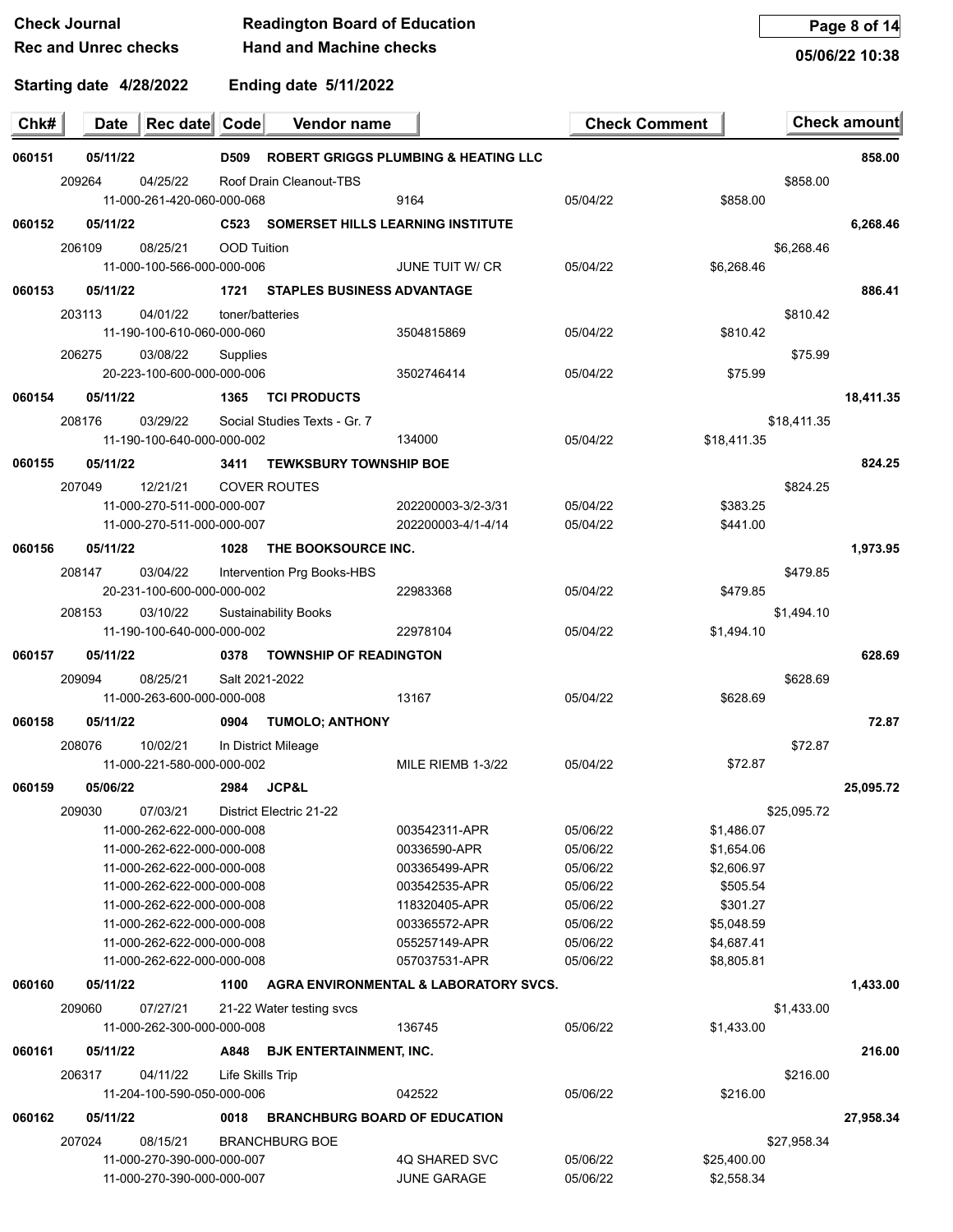Check Journal | Readington Board of Education
Rec and Unrec checks | Hand and Machine checks
05/06/22 10:38

Starting date 4/28/2022 Ending date 5/11/2022

| Chk# | Date | Rec date | Code | Vendor name | | Check Comment | | Check amount |
|---|---|---|---|---|---|---|---|---|
| 060151 | 05/11/22 | | D509 | ROBERT GRIGGS PLUMBING & HEATING LLC | | | | 858.00 |
| | 209264 | 04/25/22 | Roof Drain Cleanout-TBS | | | | | $858.00 |
| | 11-000-261-420-060-000-068 | | | | 9164 | 05/04/22 | $858.00 | |
| 060152 | 05/11/22 | | C523 | SOMERSET HILLS LEARNING INSTITUTE | | | | 6,268.46 |
| | 206109 | 08/25/21 | OOD Tuition | | | | | $6,268.46 |
| | 11-000-100-566-000-000-006 | | | | JUNE TUIT W/ CR | 05/04/22 | $6,268.46 | |
| 060153 | 05/11/22 | | 1721 | STAPLES BUSINESS ADVANTAGE | | | | 886.41 |
| | 203113 | 04/01/22 | toner/batteries | | | | | $810.42 |
| | 11-190-100-610-060-000-060 | | | | 3504815869 | 05/04/22 | $810.42 | |
| | 206275 | 03/08/22 | Supplies | | | | | $75.99 |
| | 20-223-100-600-000-000-006 | | | | 3502746414 | 05/04/22 | $75.99 | |
| 060154 | 05/11/22 | | 1365 | TCI PRODUCTS | | | | 18,411.35 |
| | 208176 | 03/29/22 | Social Studies Texts - Gr. 7 | | | | | $18,411.35 |
| | 11-190-100-640-000-000-002 | | | | 134000 | 05/04/22 | $18,411.35 | |
| 060155 | 05/11/22 | | 3411 | TEWKSBURY TOWNSHIP BOE | | | | 824.25 |
| | 207049 | 12/21/21 | COVER ROUTES | | | | | $824.25 |
| | 11-000-270-511-000-000-007 | | | | 202200003-3/2-3/31 | 05/04/22 | $383.25 | |
| | 11-000-270-511-000-000-007 | | | | 202200003-4/1-4/14 | 05/04/22 | $441.00 | |
| 060156 | 05/11/22 | | 1028 | THE BOOKSOURCE INC. | | | | 1,973.95 |
| | 208147 | 03/04/22 | Intervention Prg Books-HBS | | | | | $479.85 |
| | 20-231-100-600-000-000-002 | | | | 22983368 | 05/04/22 | $479.85 | |
| | 208153 | 03/10/22 | Sustainability Books | | | | | $1,494.10 |
| | 11-190-100-640-000-000-002 | | | | 22978104 | 05/04/22 | $1,494.10 | |
| 060157 | 05/11/22 | | 0378 | TOWNSHIP OF READINGTON | | | | 628.69 |
| | 209094 | 08/25/21 | Salt 2021-2022 | | | | | $628.69 |
| | 11-000-263-600-000-000-008 | | | | 13167 | 05/04/22 | $628.69 | |
| 060158 | 05/11/22 | | 0904 | TUMOLO; ANTHONY | | | | 72.87 |
| | 208076 | 10/02/21 | In District Mileage | | | | | $72.87 |
| | 11-000-221-580-000-000-002 | | | | MILE RIEMB 1-3/22 | 05/04/22 | $72.87 | |
| 060159 | 05/06/22 | | 2984 | JCP&L | | | | 25,095.72 |
| | 209030 | 07/03/21 | District Electric 21-22 | | | | | $25,095.72 |
| | 11-000-262-622-000-000-008 | | | | 003542311-APR | 05/06/22 | $1,486.07 | |
| | 11-000-262-622-000-000-008 | | | | 00336590-APR | 05/06/22 | $1,654.06 | |
| | 11-000-262-622-000-000-008 | | | | 003365499-APR | 05/06/22 | $2,606.97 | |
| | 11-000-262-622-000-000-008 | | | | 003542535-APR | 05/06/22 | $505.54 | |
| | 11-000-262-622-000-000-008 | | | | 118320405-APR | 05/06/22 | $301.27 | |
| | 11-000-262-622-000-000-008 | | | | 003365572-APR | 05/06/22 | $5,048.59 | |
| | 11-000-262-622-000-000-008 | | | | 055257149-APR | 05/06/22 | $4,687.41 | |
| | 11-000-262-622-000-000-008 | | | | 057037531-APR | 05/06/22 | $8,805.81 | |
| 060160 | 05/11/22 | | 1100 | AGRA ENVIRONMENTAL & LABORATORY SVCS. | | | | 1,433.00 |
| | 209060 | 07/27/21 | 21-22 Water testing svcs | | | | | $1,433.00 |
| | 11-000-262-300-000-000-008 | | | | 136745 | 05/06/22 | $1,433.00 | |
| 060161 | 05/11/22 | | A848 | BJK ENTERTAINMENT, INC. | | | | 216.00 |
| | 206317 | 04/11/22 | Life Skills Trip | | | | | $216.00 |
| | 11-204-100-590-050-000-006 | | | | 042522 | 05/06/22 | $216.00 | |
| 060162 | 05/11/22 | | 0018 | BRANCHBURG BOARD OF EDUCATION | | | | 27,958.34 |
| | 207024 | 08/15/21 | BRANCHBURG BOE | | | | | $27,958.34 |
| | 11-000-270-390-000-000-007 | | | | 4Q SHARED SVC | 05/06/22 | $25,400.00 | |
| | 11-000-270-390-000-000-007 | | | | JUNE GARAGE | 05/06/22 | $2,558.34 | |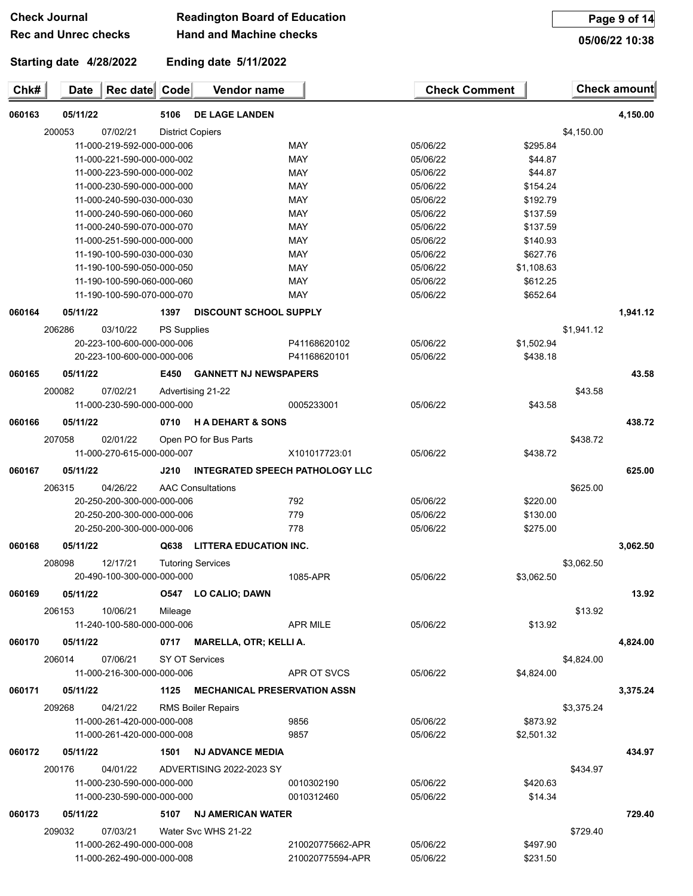**Check Journal** | **Readington Board of Education**
**Rec and Unrec checks** | **Hand and Machine checks**

**05/06/22 10:38**

**Starting date 4/28/2022** **Ending date 5/11/2022**

| Chk# | Date | Rec date | Code | Vendor name | | Check Comment | | Check amount |
|---|---|---|---|---|---|---|---|---|
| **060163** | **05/11/22** | | **5106** | **DE LAGE LANDEN** | | | | **4,150.00** |
| | 200053 | 07/02/21 | | District Copiers | | | $4,150.00 | |
| | 11-000-219-592-000-000-006 | | | | MAY | 05/06/22 | $295.84 | |
| | 11-000-221-590-000-000-002 | | | | MAY | 05/06/22 | $44.87 | |
| | 11-000-223-590-000-000-002 | | | | MAY | 05/06/22 | $44.87 | |
| | 11-000-230-590-000-000-000 | | | | MAY | 05/06/22 | $154.24 | |
| | 11-000-240-590-030-000-030 | | | | MAY | 05/06/22 | $192.79 | |
| | 11-000-240-590-060-000-060 | | | | MAY | 05/06/22 | $137.59 | |
| | 11-000-240-590-070-000-070 | | | | MAY | 05/06/22 | $137.59 | |
| | 11-000-251-590-000-000-000 | | | | MAY | 05/06/22 | $140.93 | |
| | 11-190-100-590-030-000-030 | | | | MAY | 05/06/22 | $627.76 | |
| | 11-190-100-590-050-000-050 | | | | MAY | 05/06/22 | $1,108.63 | |
| | 11-190-100-590-060-000-060 | | | | MAY | 05/06/22 | $612.25 | |
| | 11-190-100-590-070-000-070 | | | | MAY | 05/06/22 | $652.64 | |
| **060164** | **05/11/22** | | **1397** | **DISCOUNT SCHOOL SUPPLY** | | | | **1,941.12** |
| | 206286 | 03/10/22 | | PS Supplies | | | $1,941.12 | |
| | 20-223-100-600-000-000-006 | | | | P41168620102 | 05/06/22 | $1,502.94 | |
| | 20-223-100-600-000-000-006 | | | | P41168620101 | 05/06/22 | $438.18 | |
| **060165** | **05/11/22** | | **E450** | **GANNETT NJ NEWSPAPERS** | | | | **43.58** |
| | 200082 | 07/02/21 | | Advertising 21-22 | | | $43.58 | |
| | 11-000-230-590-000-000-000 | | | | 0005233001 | 05/06/22 | $43.58 | |
| **060166** | **05/11/22** | | **0710** | **H A DEHART & SONS** | | | | **438.72** |
| | 207058 | 02/01/22 | | Open PO for Bus Parts | | | $438.72 | |
| | 11-000-270-615-000-000-007 | | | | X101017723:01 | 05/06/22 | $438.72 | |
| **060167** | **05/11/22** | | **J210** | **INTEGRATED SPEECH PATHOLOGY LLC** | | | | **625.00** |
| | 206315 | 04/26/22 | | AAC Consultations | | | $625.00 | |
| | 20-250-200-300-000-000-006 | | | | 792 | 05/06/22 | $220.00 | |
| | 20-250-200-300-000-000-006 | | | | 779 | 05/06/22 | $130.00 | |
| | 20-250-200-300-000-000-006 | | | | 778 | 05/06/22 | $275.00 | |
| **060168** | **05/11/22** | | **Q638** | **LITTERA EDUCATION INC.** | | | | **3,062.50** |
| | 208098 | 12/17/21 | | Tutoring Services | | | $3,062.50 | |
| | 20-490-100-300-000-000-000 | | | | 1085-APR | 05/06/22 | $3,062.50 | |
| **060169** | **05/11/22** | | **O547** | **LO CALIO; DAWN** | | | | **13.92** |
| | 206153 | 10/06/21 | | Mileage | | | $13.92 | |
| | 11-240-100-580-000-000-006 | | | | APR MILE | 05/06/22 | $13.92 | |
| **060170** | **05/11/22** | | **0717** | **MARELLA, OTR; KELLI A.** | | | | **4,824.00** |
| | 206014 | 07/06/21 | | SY OT Services | | | $4,824.00 | |
| | 11-000-216-300-000-000-006 | | | | APR OT SVCS | 05/06/22 | $4,824.00 | |
| **060171** | **05/11/22** | | **1125** | **MECHANICAL PRESERVATION ASSN** | | | | **3,375.24** |
| | 209268 | 04/21/22 | | RMS Boiler Repairs | | | $3,375.24 | |
| | 11-000-261-420-000-000-008 | | | | 9856 | 05/06/22 | $873.92 | |
| | 11-000-261-420-000-000-008 | | | | 9857 | 05/06/22 | $2,501.32 | |
| **060172** | **05/11/22** | | **1501** | **NJ ADVANCE MEDIA** | | | | **434.97** |
| | 200176 | 04/01/22 | | ADVERTISING 2022-2023 SY | | | $434.97 | |
| | 11-000-230-590-000-000-000 | | | | 0010302190 | 05/06/22 | $420.63 | |
| | 11-000-230-590-000-000-000 | | | | 0010312460 | 05/06/22 | $14.34 | |
| **060173** | **05/11/22** | | **5107** | **NJ AMERICAN WATER** | | | | **729.40** |
| | 209032 | 07/03/21 | | Water Svc WHS 21-22 | | | $729.40 | |
| | 11-000-262-490-000-000-008 | | | | 210020775662-APR | 05/06/22 | $497.90 | |
| | 11-000-262-490-000-000-008 | | | | 210020775594-APR | 05/06/22 | $231.50 | |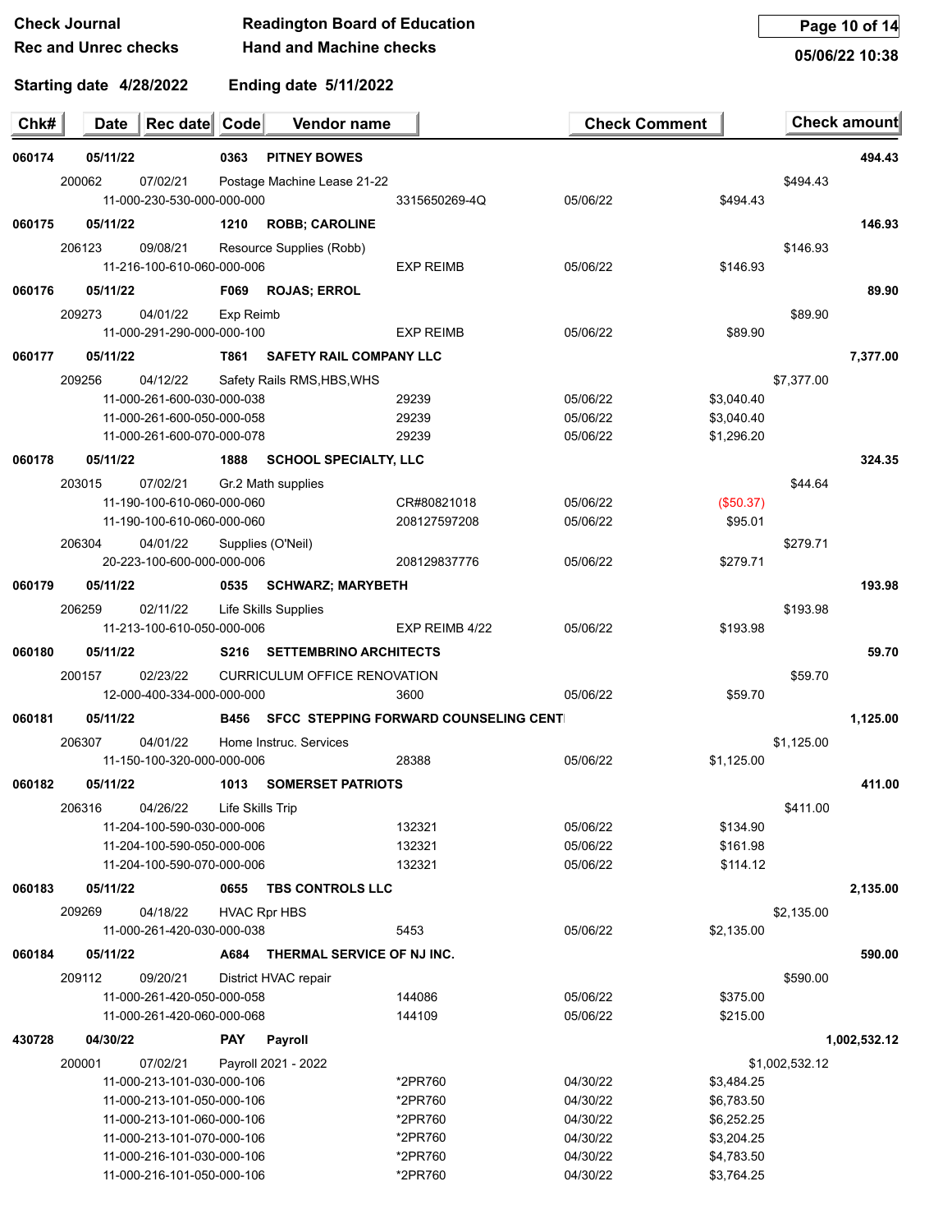**Check Journal** — **Readington Board of Education**
**Rec and Unrec checks** — **Hand and Machine checks**

05/06/22 10:38

**Starting date 4/28/2022** **Ending date 5/11/2022**

| Chk# | Date | Rec date | Code | Vendor name | | Check Comment | | Check amount |
|---|---|---|---|---|---|---|---|---|
| **060174** | **05/11/22** | | **0363** | **PITNEY BOWES** | | | | **494.43** |
| | 200062 | 07/02/21 | | Postage Machine Lease 21-22 | | | $494.43 | |
| | | 11-000-230-530-000-000-000 | | | 3315650269-4Q | 05/06/22 | $494.43 | |
| **060175** | **05/11/22** | | **1210** | **ROBB; CAROLINE** | | | | **146.93** |
| | 206123 | 09/08/21 | | Resource Supplies (Robb) | | | $146.93 | |
| | | 11-216-100-610-060-000-006 | | | EXP REIMB | 05/06/22 | $146.93 | |
| **060176** | **05/11/22** | | **F069** | **ROJAS; ERROL** | | | | **89.90** |
| | 209273 | 04/01/22 | | Exp Reimb | | | $89.90 | |
| | | 11-000-291-290-000-000-100 | | | EXP REIMB | 05/06/22 | $89.90 | |
| **060177** | **05/11/22** | | **T861** | **SAFETY RAIL COMPANY LLC** | | | | **7,377.00** |
| | 209256 | 04/12/22 | | Safety Rails RMS,HBS,WHS | | | $7,377.00 | |
| | | 11-000-261-600-030-000-038 | | | 29239 | 05/06/22 | $3,040.40 | |
| | | 11-000-261-600-050-000-058 | | | 29239 | 05/06/22 | $3,040.40 | |
| | | 11-000-261-600-070-000-078 | | | 29239 | 05/06/22 | $1,296.20 | |
| **060178** | **05/11/22** | | **1888** | **SCHOOL SPECIALTY, LLC** | | | | **324.35** |
| | 203015 | 07/02/21 | | Gr.2 Math supplies | | | $44.64 | |
| | | 11-190-100-610-060-000-060 | | | CR#80821018 | 05/06/22 | ($50.37) | |
| | | 11-190-100-610-060-000-060 | | | 208127597208 | 05/06/22 | $95.01 | |
| | 206304 | 04/01/22 | | Supplies (O'Neil) | | | $279.71 | |
| | | 20-223-100-600-000-000-006 | | | 208129837776 | 05/06/22 | $279.71 | |
| **060179** | **05/11/22** | | **0535** | **SCHWARZ; MARYBETH** | | | | **193.98** |
| | 206259 | 02/11/22 | | Life Skills Supplies | | | $193.98 | |
| | | 11-213-100-610-050-000-006 | | | EXP REIMB 4/22 | 05/06/22 | $193.98 | |
| **060180** | **05/11/22** | | **S216** | **SETTEMBRINO ARCHITECTS** | | | | **59.70** |
| | 200157 | 02/23/22 | | CURRICULUM OFFICE RENOVATION | | | $59.70 | |
| | | 12-000-400-334-000-000-000 | | | 3600 | 05/06/22 | $59.70 | |
| **060181** | **05/11/22** | | **B456** | **SFCC STEPPING FORWARD COUNSELING CENT** | | | | **1,125.00** |
| | 206307 | 04/01/22 | | Home Instruc. Services | | | $1,125.00 | |
| | | 11-150-100-320-000-000-006 | | | 28388 | 05/06/22 | $1,125.00 | |
| **060182** | **05/11/22** | | **1013** | **SOMERSET PATRIOTS** | | | | **411.00** |
| | 206316 | 04/26/22 | | Life Skills Trip | | | $411.00 | |
| | | 11-204-100-590-030-000-006 | | | 132321 | 05/06/22 | $134.90 | |
| | | 11-204-100-590-050-000-006 | | | 132321 | 05/06/22 | $161.98 | |
| | | 11-204-100-590-070-000-006 | | | 132321 | 05/06/22 | $114.12 | |
| **060183** | **05/11/22** | | **0655** | **TBS CONTROLS LLC** | | | | **2,135.00** |
| | 209269 | 04/18/22 | | HVAC Rpr HBS | | | $2,135.00 | |
| | | 11-000-261-420-030-000-038 | | | 5453 | 05/06/22 | $2,135.00 | |
| **060184** | **05/11/22** | | **A684** | **THERMAL SERVICE OF NJ INC.** | | | | **590.00** |
| | 209112 | 09/20/21 | | District HVAC repair | | | $590.00 | |
| | | 11-000-261-420-050-000-058 | | | 144086 | 05/06/22 | $375.00 | |
| | | 11-000-261-420-060-000-068 | | | 144109 | 05/06/22 | $215.00 | |
| **430728** | **04/30/22** | | **PAY** | **Payroll** | | | | **1,002,532.12** |
| | 200001 | 07/02/21 | | Payroll 2021 - 2022 | | | $1,002,532.12 | |
| | | 11-000-213-101-030-000-106 | | | *2PR760 | 04/30/22 | $3,484.25 | |
| | | 11-000-213-101-050-000-106 | | | *2PR760 | 04/30/22 | $6,783.50 | |
| | | 11-000-213-101-060-000-106 | | | *2PR760 | 04/30/22 | $6,252.25 | |
| | | 11-000-213-101-070-000-106 | | | *2PR760 | 04/30/22 | $3,204.25 | |
| | | 11-000-216-101-030-000-106 | | | *2PR760 | 04/30/22 | $4,783.50 | |
| | | 11-000-216-101-050-000-106 | | | *2PR760 | 04/30/22 | $3,764.25 | |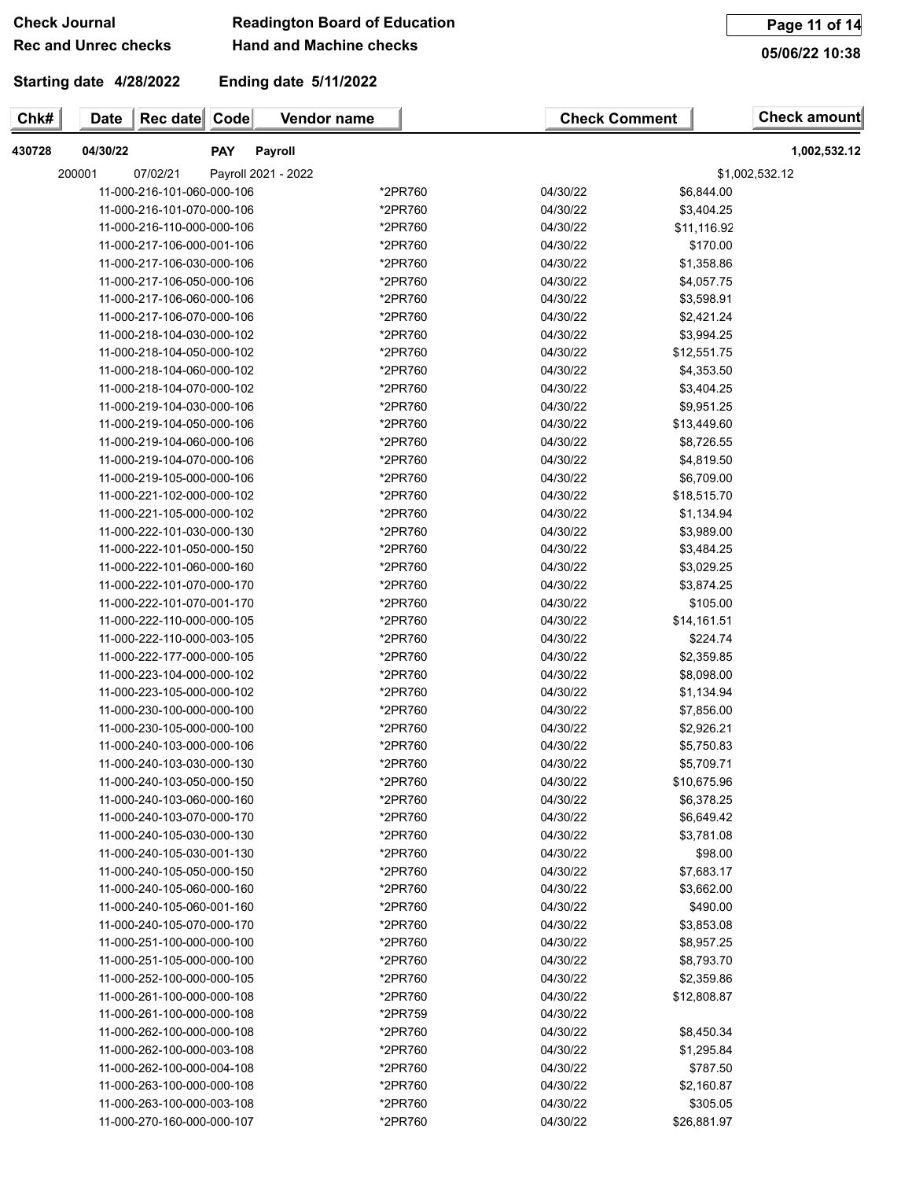**Check Journal** **Readington Board of Education**

**Rec and Unrec checks** **Hand and Machine checks**

05/06/22 10:38

**Starting date 4/28/2022** **Ending date 5/11/2022**

| Chk# | Date | Rec date | Code | Vendor name | Check Comment | Check amount |
|---|---|---|---|---|---|---|
| **430728** | **04/30/22** | | **PAY** | **Payroll** | | **1,002,532.12** |

| Account | Reference | Date | Amount |
|---|---|---|---|
| 200001 07/02/21 Payroll 2021 - 2022 | | | $1,002,532.12 |
| 11-000-216-101-060-000-106 | *2PR760 | 04/30/22 | $6,844.00 |
| 11-000-216-101-070-000-106 | *2PR760 | 04/30/22 | $3,404.25 |
| 11-000-216-110-000-000-106 | *2PR760 | 04/30/22 | $11,116.92 |
| 11-000-217-106-000-001-106 | *2PR760 | 04/30/22 | $170.00 |
| 11-000-217-106-030-000-106 | *2PR760 | 04/30/22 | $1,358.86 |
| 11-000-217-106-050-000-106 | *2PR760 | 04/30/22 | $4,057.75 |
| 11-000-217-106-060-000-106 | *2PR760 | 04/30/22 | $3,598.91 |
| 11-000-217-106-070-000-106 | *2PR760 | 04/30/22 | $2,421.24 |
| 11-000-218-104-030-000-102 | *2PR760 | 04/30/22 | $3,994.25 |
| 11-000-218-104-050-000-102 | *2PR760 | 04/30/22 | $12,551.75 |
| 11-000-218-104-060-000-102 | *2PR760 | 04/30/22 | $4,353.50 |
| 11-000-218-104-070-000-102 | *2PR760 | 04/30/22 | $3,404.25 |
| 11-000-219-104-030-000-106 | *2PR760 | 04/30/22 | $9,951.25 |
| 11-000-219-104-050-000-106 | *2PR760 | 04/30/22 | $13,449.60 |
| 11-000-219-104-060-000-106 | *2PR760 | 04/30/22 | $8,726.55 |
| 11-000-219-104-070-000-106 | *2PR760 | 04/30/22 | $4,819.50 |
| 11-000-219-105-000-000-106 | *2PR760 | 04/30/22 | $6,709.00 |
| 11-000-221-102-000-000-102 | *2PR760 | 04/30/22 | $18,515.70 |
| 11-000-221-105-000-000-102 | *2PR760 | 04/30/22 | $1,134.94 |
| 11-000-222-101-030-000-130 | *2PR760 | 04/30/22 | $3,989.00 |
| 11-000-222-101-050-000-150 | *2PR760 | 04/30/22 | $3,484.25 |
| 11-000-222-101-060-000-160 | *2PR760 | 04/30/22 | $3,029.25 |
| 11-000-222-101-070-000-170 | *2PR760 | 04/30/22 | $3,874.25 |
| 11-000-222-101-070-001-170 | *2PR760 | 04/30/22 | $105.00 |
| 11-000-222-110-000-000-105 | *2PR760 | 04/30/22 | $14,161.51 |
| 11-000-222-110-000-003-105 | *2PR760 | 04/30/22 | $224.74 |
| 11-000-222-177-000-000-105 | *2PR760 | 04/30/22 | $2,359.85 |
| 11-000-223-104-000-000-102 | *2PR760 | 04/30/22 | $8,098.00 |
| 11-000-223-105-000-000-102 | *2PR760 | 04/30/22 | $1,134.94 |
| 11-000-230-100-000-000-100 | *2PR760 | 04/30/22 | $7,856.00 |
| 11-000-230-105-000-000-100 | *2PR760 | 04/30/22 | $2,926.21 |
| 11-000-240-103-000-000-106 | *2PR760 | 04/30/22 | $5,750.83 |
| 11-000-240-103-030-000-130 | *2PR760 | 04/30/22 | $5,709.71 |
| 11-000-240-103-050-000-150 | *2PR760 | 04/30/22 | $10,675.96 |
| 11-000-240-103-060-000-160 | *2PR760 | 04/30/22 | $6,378.25 |
| 11-000-240-103-070-000-170 | *2PR760 | 04/30/22 | $6,649.42 |
| 11-000-240-105-030-000-130 | *2PR760 | 04/30/22 | $3,781.08 |
| 11-000-240-105-030-001-130 | *2PR760 | 04/30/22 | $98.00 |
| 11-000-240-105-050-000-150 | *2PR760 | 04/30/22 | $7,683.17 |
| 11-000-240-105-060-000-160 | *2PR760 | 04/30/22 | $3,662.00 |
| 11-000-240-105-060-001-160 | *2PR760 | 04/30/22 | $490.00 |
| 11-000-240-105-070-000-170 | *2PR760 | 04/30/22 | $3,853.08 |
| 11-000-251-100-000-000-100 | *2PR760 | 04/30/22 | $8,957.25 |
| 11-000-251-105-000-000-100 | *2PR760 | 04/30/22 | $8,793.70 |
| 11-000-252-100-000-000-105 | *2PR760 | 04/30/22 | $2,359.86 |
| 11-000-261-100-000-000-108 | *2PR760 | 04/30/22 | $12,808.87 |
| 11-000-261-100-000-000-108 | *2PR759 | 04/30/22 | |
| 11-000-262-100-000-000-108 | *2PR760 | 04/30/22 | $8,450.34 |
| 11-000-262-100-000-003-108 | *2PR760 | 04/30/22 | $1,295.84 |
| 11-000-262-100-000-004-108 | *2PR760 | 04/30/22 | $787.50 |
| 11-000-263-100-000-000-108 | *2PR760 | 04/30/22 | $2,160.87 |
| 11-000-263-100-000-003-108 | *2PR760 | 04/30/22 | $305.05 |
| 11-000-270-160-000-000-107 | *2PR760 | 04/30/22 | $26,881.97 |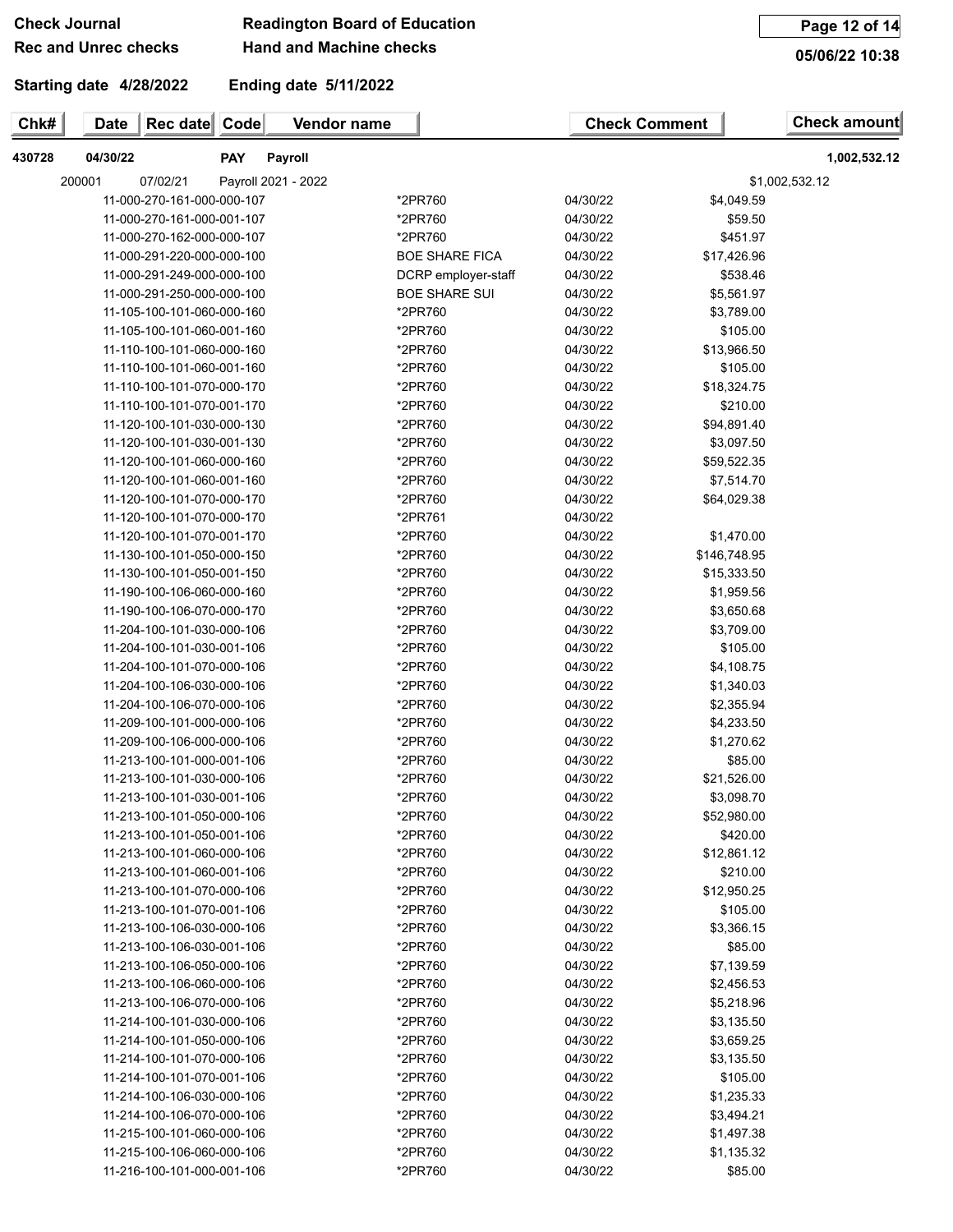**Check Journal** **Readington Board of Education**
**Rec and Unrec checks** **Hand and Machine checks**

05/06/22 10:38

**Starting date 4/28/2022** **Ending date 5/11/2022**

| Chk# | Date | Rec date | Code | Vendor name | Check Comment | Check amount |
|---|---|---|---|---|---|---|
| **430728** | **04/30/22** | | **PAY** | **Payroll** | | **1,002,532.12** |

200001 07/02/21 Payroll 2021 - 2022 $1,002,532.12

| Account | Description | Date | Amount |
|---|---|---|---|
| 11-000-270-161-000-000-107 | *2PR760 | 04/30/22 | $4,049.59 |
| 11-000-270-161-000-001-107 | *2PR760 | 04/30/22 | $59.50 |
| 11-000-270-162-000-000-107 | *2PR760 | 04/30/22 | $451.97 |
| 11-000-291-220-000-000-100 | BOE SHARE FICA | 04/30/22 | $17,426.96 |
| 11-000-291-249-000-000-100 | DCRP employer-staff | 04/30/22 | $538.46 |
| 11-000-291-250-000-000-100 | BOE SHARE SUI | 04/30/22 | $5,561.97 |
| 11-105-100-101-060-000-160 | *2PR760 | 04/30/22 | $3,789.00 |
| 11-105-100-101-060-001-160 | *2PR760 | 04/30/22 | $105.00 |
| 11-110-100-101-060-000-160 | *2PR760 | 04/30/22 | $13,966.50 |
| 11-110-100-101-060-001-160 | *2PR760 | 04/30/22 | $105.00 |
| 11-110-100-101-070-000-170 | *2PR760 | 04/30/22 | $18,324.75 |
| 11-110-100-101-070-001-170 | *2PR760 | 04/30/22 | $210.00 |
| 11-120-100-101-030-000-130 | *2PR760 | 04/30/22 | $94,891.40 |
| 11-120-100-101-030-001-130 | *2PR760 | 04/30/22 | $3,097.50 |
| 11-120-100-101-060-000-160 | *2PR760 | 04/30/22 | $59,522.35 |
| 11-120-100-101-060-001-160 | *2PR760 | 04/30/22 | $7,514.70 |
| 11-120-100-101-070-000-170 | *2PR760 | 04/30/22 | $64,029.38 |
| 11-120-100-101-070-000-170 | *2PR761 | 04/30/22 | |
| 11-120-100-101-070-001-170 | *2PR760 | 04/30/22 | $1,470.00 |
| 11-130-100-101-050-000-150 | *2PR760 | 04/30/22 | $146,748.95 |
| 11-130-100-101-050-001-150 | *2PR760 | 04/30/22 | $15,333.50 |
| 11-190-100-106-060-000-160 | *2PR760 | 04/30/22 | $1,959.56 |
| 11-190-100-106-070-000-170 | *2PR760 | 04/30/22 | $3,650.68 |
| 11-204-100-101-030-000-106 | *2PR760 | 04/30/22 | $3,709.00 |
| 11-204-100-101-030-001-106 | *2PR760 | 04/30/22 | $105.00 |
| 11-204-100-101-070-000-106 | *2PR760 | 04/30/22 | $4,108.75 |
| 11-204-100-106-030-000-106 | *2PR760 | 04/30/22 | $1,340.03 |
| 11-204-100-106-070-000-106 | *2PR760 | 04/30/22 | $2,355.94 |
| 11-209-100-101-000-000-106 | *2PR760 | 04/30/22 | $4,233.50 |
| 11-209-100-106-000-000-106 | *2PR760 | 04/30/22 | $1,270.62 |
| 11-213-100-101-000-001-106 | *2PR760 | 04/30/22 | $85.00 |
| 11-213-100-101-030-000-106 | *2PR760 | 04/30/22 | $21,526.00 |
| 11-213-100-101-030-001-106 | *2PR760 | 04/30/22 | $3,098.70 |
| 11-213-100-101-050-000-106 | *2PR760 | 04/30/22 | $52,980.00 |
| 11-213-100-101-050-001-106 | *2PR760 | 04/30/22 | $420.00 |
| 11-213-100-101-060-000-106 | *2PR760 | 04/30/22 | $12,861.12 |
| 11-213-100-101-060-001-106 | *2PR760 | 04/30/22 | $210.00 |
| 11-213-100-101-070-000-106 | *2PR760 | 04/30/22 | $12,950.25 |
| 11-213-100-101-070-001-106 | *2PR760 | 04/30/22 | $105.00 |
| 11-213-100-106-030-000-106 | *2PR760 | 04/30/22 | $3,366.15 |
| 11-213-100-106-030-001-106 | *2PR760 | 04/30/22 | $85.00 |
| 11-213-100-106-050-000-106 | *2PR760 | 04/30/22 | $7,139.59 |
| 11-213-100-106-060-000-106 | *2PR760 | 04/30/22 | $2,456.53 |
| 11-213-100-106-070-000-106 | *2PR760 | 04/30/22 | $5,218.96 |
| 11-214-100-101-030-000-106 | *2PR760 | 04/30/22 | $3,135.50 |
| 11-214-100-101-050-000-106 | *2PR760 | 04/30/22 | $3,659.25 |
| 11-214-100-101-070-000-106 | *2PR760 | 04/30/22 | $3,135.50 |
| 11-214-100-101-070-001-106 | *2PR760 | 04/30/22 | $105.00 |
| 11-214-100-106-030-000-106 | *2PR760 | 04/30/22 | $1,235.33 |
| 11-214-100-106-070-000-106 | *2PR760 | 04/30/22 | $3,494.21 |
| 11-215-100-101-060-000-106 | *2PR760 | 04/30/22 | $1,497.38 |
| 11-215-100-106-060-000-106 | *2PR760 | 04/30/22 | $1,135.32 |
| 11-216-100-101-000-001-106 | *2PR760 | 04/30/22 | $85.00 |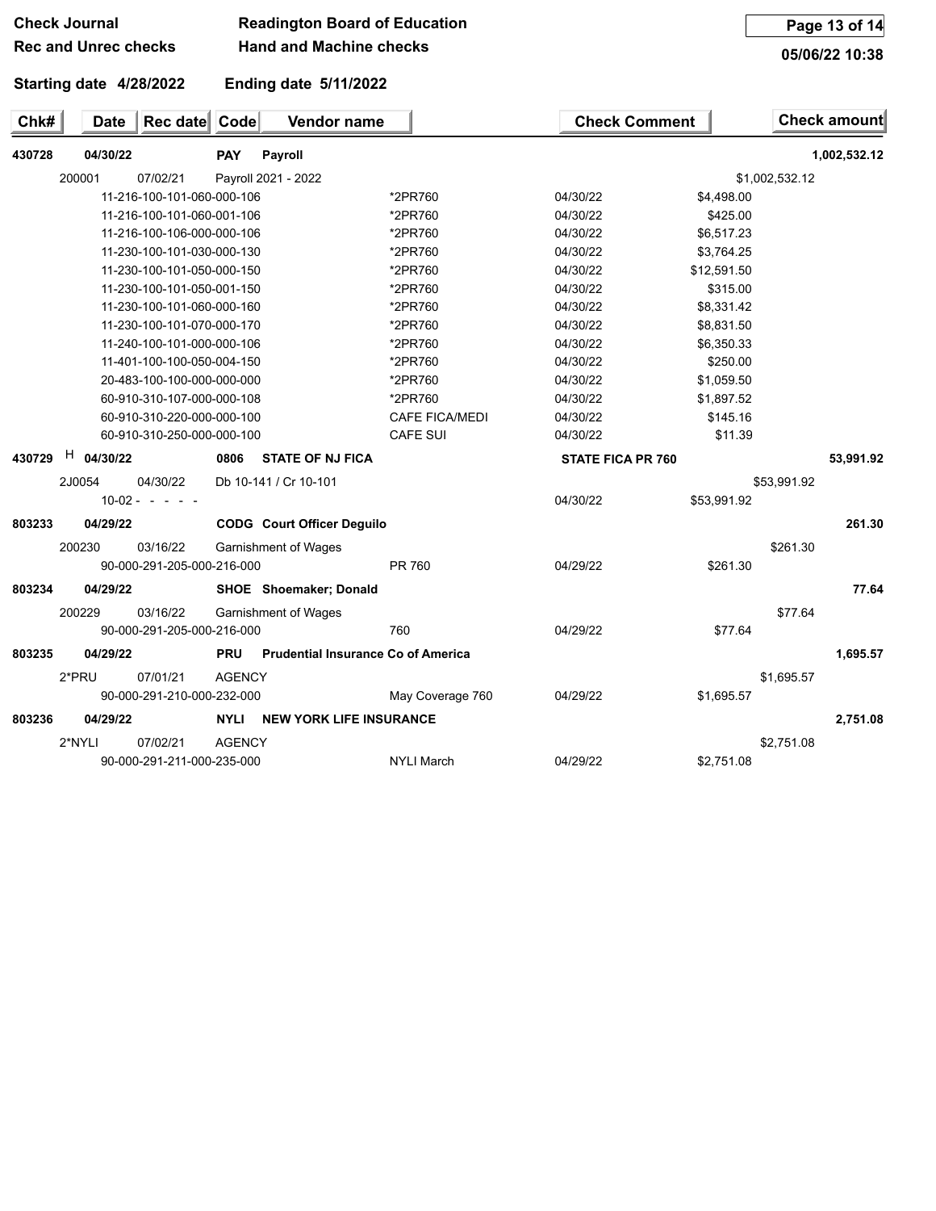**Check Journal** — **Readington Board of Education**
**Rec and Unrec checks** — **Hand and Machine checks**

05/06/22 10:38

**Starting date 4/28/2022** **Ending date 5/11/2022**

| Chk# | Date | Rec date | Code | Vendor name | | Check Comment | | Check amount |
|---|---|---|---|---|---|---|---|---|
| **430728** | **04/30/22** | | **PAY** | **Payroll** | | | | **1,002,532.12** |
| 200001 | 07/02/21 | | Payroll 2021 - 2022 | | | | $1,002,532.12 | |
| | 11-216-100-101-060-000-106 | | | | *2PR760 | 04/30/22 | $4,498.00 | |
| | 11-216-100-101-060-001-106 | | | | *2PR760 | 04/30/22 | $425.00 | |
| | 11-216-100-106-000-000-106 | | | | *2PR760 | 04/30/22 | $6,517.23 | |
| | 11-230-100-101-030-000-130 | | | | *2PR760 | 04/30/22 | $3,764.25 | |
| | 11-230-100-101-050-000-150 | | | | *2PR760 | 04/30/22 | $12,591.50 | |
| | 11-230-100-101-050-001-150 | | | | *2PR760 | 04/30/22 | $315.00 | |
| | 11-230-100-101-060-000-160 | | | | *2PR760 | 04/30/22 | $8,331.42 | |
| | 11-230-100-101-070-000-170 | | | | *2PR760 | 04/30/22 | $8,831.50 | |
| | 11-240-100-101-000-000-106 | | | | *2PR760 | 04/30/22 | $6,350.33 | |
| | 11-401-100-100-050-004-150 | | | | *2PR760 | 04/30/22 | $250.00 | |
| | 20-483-100-100-000-000-000 | | | | *2PR760 | 04/30/22 | $1,059.50 | |
| | 60-910-310-107-000-000-108 | | | | *2PR760 | 04/30/22 | $1,897.52 | |
| | 60-910-310-220-000-000-100 | | | | CAFE FICA/MEDI | 04/30/22 | $145.16 | |
| | 60-910-310-250-000-000-100 | | | | CAFE SUI | 04/30/22 | $11.39 | |
| **430729** H | **04/30/22** | | **0806** | **STATE OF NJ FICA** | | **STATE FICA PR 760** | | **53,991.92** |
| 2J0054 | 04/30/22 | | Db 10-141 / Cr 10-101 | | | | $53,991.92 | |
| | 10-02 - - - - - | | | | | 04/30/22 | $53,991.92 | |
| **803233** | **04/29/22** | | **CODG** | **Court Officer Deguilo** | | | | **261.30** |
| 200230 | 03/16/22 | | Garnishment of Wages | | | | $261.30 | |
| | 90-000-291-205-000-216-000 | | | | PR 760 | 04/29/22 | $261.30 | |
| **803234** | **04/29/22** | | **SHOE** | **Shoemaker; Donald** | | | | **77.64** |
| 200229 | 03/16/22 | | Garnishment of Wages | | | | $77.64 | |
| | 90-000-291-205-000-216-000 | | | | 760 | 04/29/22 | $77.64 | |
| **803235** | **04/29/22** | | **PRU** | **Prudential Insurance Co of America** | | | | **1,695.57** |
| 2*PRU | 07/01/21 | | AGENCY | | | | $1,695.57 | |
| | 90-000-291-210-000-232-000 | | | | May Coverage 760 | 04/29/22 | $1,695.57 | |
| **803236** | **04/29/22** | | **NYLI** | **NEW YORK LIFE INSURANCE** | | | | **2,751.08** |
| 2*NYLI | 07/02/21 | | AGENCY | | | | $2,751.08 | |
| | 90-000-291-211-000-235-000 | | | | NYLI March | 04/29/22 | $2,751.08 | |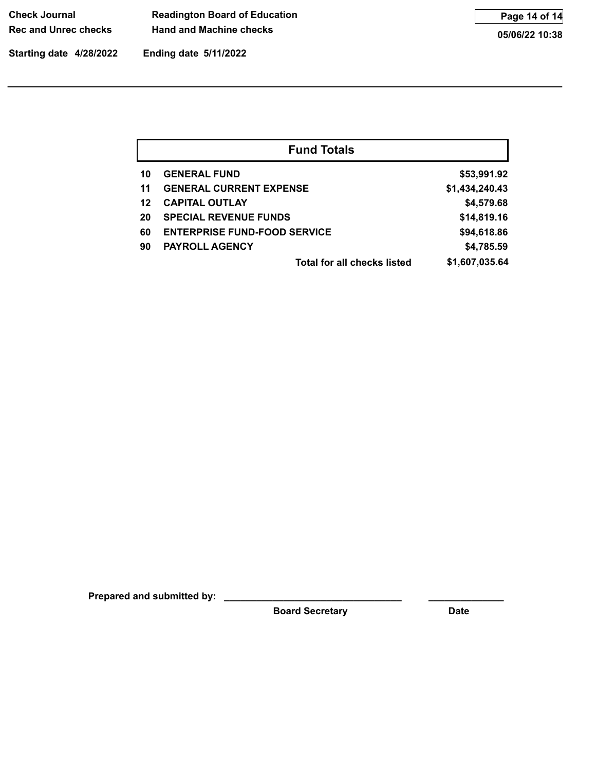Check Journal
Rec and Unrec checks

Readington Board of Education
Hand and Machine checks

05/06/22 10:38

Starting date 4/28/2022 Ending date 5/11/2022

## Fund Totals

| | | |
|---|---|---|
| 10 | GENERAL FUND | $53,991.92 |
| 11 | GENERAL CURRENT EXPENSE | $1,434,240.43 |
| 12 | CAPITAL OUTLAY | $4,579.68 |
| 20 | SPECIAL REVENUE FUNDS | $14,819.16 |
| 60 | ENTERPRISE FUND-FOOD SERVICE | $94,618.86 |
| 90 | PAYROLL AGENCY | $4,785.59 |
| | **Total for all checks listed** | **$1,607,035.64** |

Prepared and submitted by: ________________________________ ____________

Board Secretary Date